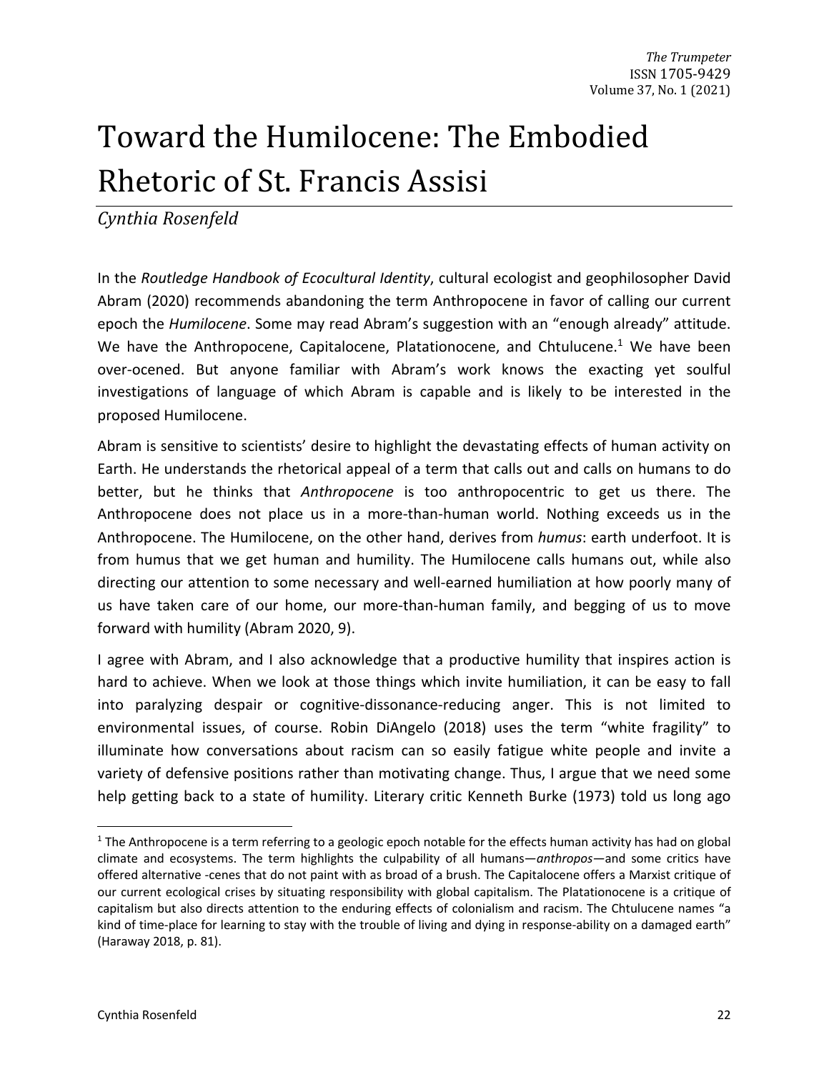# Toward the Humilocene: The Embodied Rhetoric of St. Francis Assisi

*Cynthia Rosenfeld*

In the *Routledge Handbook of Ecocultural Identity*, cultural ecologist and geophilosopher David Abram (2020) recommends abandoning the term Anthropocene in favor of calling our current epoch the *Humilocene*. Some may read Abram's suggestion with an "enough already" attitude. We have the Anthropocene, Capitalocene, Platationocene, and Chtulucene.[1] We have been over-ocened. But anyone familiar with Abram's work knows the exacting yet soulful investigations of language of which Abram is capable and is likely to be interested in the proposed Humilocene.

Abram is sensitive to scientists' desire to highlight the devastating effects of human activity on Earth. He understands the rhetorical appeal of a term that calls out and calls on humans to do better, but he thinks that *Anthropocene* is too anthropocentric to get us there. The Anthropocene does not place us in a more-than-human world. Nothing exceeds us in the Anthropocene. The Humilocene, on the other hand, derives from *humus*: earth underfoot. It is from humus that we get human and humility. The Humilocene calls humans out, while also directing our attention to some necessary and well-earned humiliation at how poorly many of us have taken care of our home, our more-than-human family, and begging of us to move forward with humility (Abram 2020, 9).

I agree with Abram, and I also acknowledge that a productive humility that inspires action is hard to achieve. When we look at those things which invite humiliation, it can be easy to fall into paralyzing despair or cognitive-dissonance-reducing anger. This is not limited to environmental issues, of course. Robin DiAngelo (2018) uses the term "white fragility" to illuminate how conversations about racism can so easily fatigue white people and invite a variety of defensive positions rather than motivating change. Thus, I argue that we need some help getting back to a state of humility. Literary critic Kenneth Burke (1973) told us long ago

---

[1] The Anthropocene is a term referring to a geologic epoch notable for the effects human activity has had on global climate and ecosystems. The term highlights the culpability of all humans—*anthropos*—and some critics have offered alternative -cenes that do not paint with as broad of a brush. The Capitalocene offers a Marxist critique of our current ecological crises by situating responsibility with global capitalism. The Platationocene is a critique of capitalism but also directs attention to the enduring effects of colonialism and racism. The Chtulucene names "a kind of time-place for learning to stay with the trouble of living and dying in response-ability on a damaged earth" (Haraway 2018, p. 81).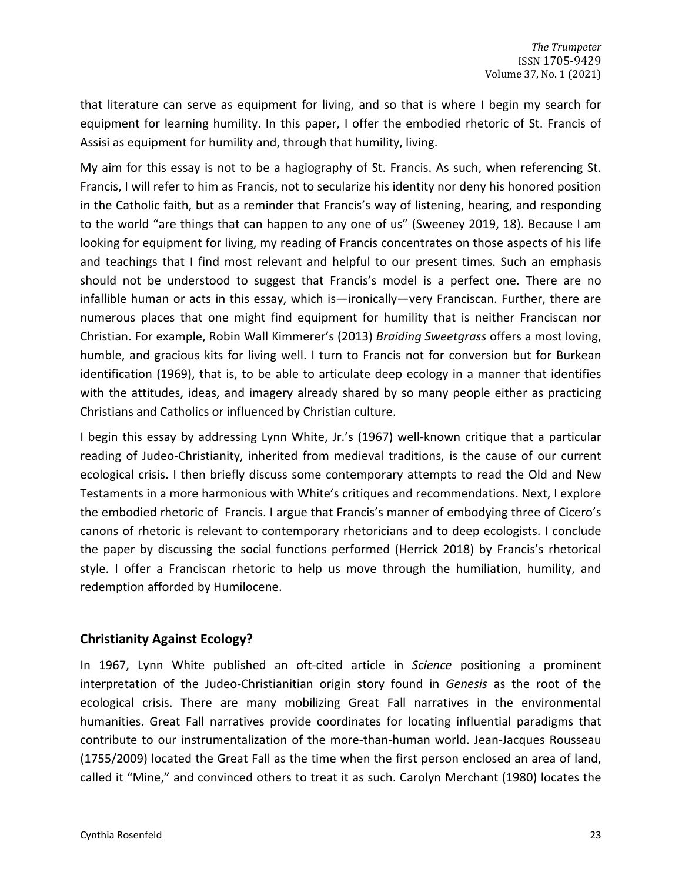that literature can serve as equipment for living, and so that is where I begin my search for equipment for learning humility. In this paper, I offer the embodied rhetoric of St. Francis of Assisi as equipment for humility and, through that humility, living.

My aim for this essay is not to be a hagiography of St. Francis. As such, when referencing St. Francis, I will refer to him as Francis, not to secularize his identity nor deny his honored position in the Catholic faith, but as a reminder that Francis's way of listening, hearing, and responding to the world "are things that can happen to any one of us" (Sweeney 2019, 18). Because I am looking for equipment for living, my reading of Francis concentrates on those aspects of his life and teachings that I find most relevant and helpful to our present times. Such an emphasis should not be understood to suggest that Francis's model is a perfect one. There are no infallible human or acts in this essay, which is—ironically—very Franciscan. Further, there are numerous places that one might find equipment for humility that is neither Franciscan nor Christian. For example, Robin Wall Kimmerer's (2013) *Braiding Sweetgrass* offers a most loving, humble, and gracious kits for living well. I turn to Francis not for conversion but for Burkean identification (1969), that is, to be able to articulate deep ecology in a manner that identifies with the attitudes, ideas, and imagery already shared by so many people either as practicing Christians and Catholics or influenced by Christian culture.

I begin this essay by addressing Lynn White, Jr.'s (1967) well-known critique that a particular reading of Judeo-Christianity, inherited from medieval traditions, is the cause of our current ecological crisis. I then briefly discuss some contemporary attempts to read the Old and New Testaments in a more harmonious with White's critiques and recommendations. Next, I explore the embodied rhetoric of Francis. I argue that Francis's manner of embodying three of Cicero's canons of rhetoric is relevant to contemporary rhetoricians and to deep ecologists. I conclude the paper by discussing the social functions performed (Herrick 2018) by Francis's rhetorical style. I offer a Franciscan rhetoric to help us move through the humiliation, humility, and redemption afforded by Humilocene.

## Christianity Against Ecology?

In 1967, Lynn White published an oft-cited article in *Science* positioning a prominent interpretation of the Judeo-Christianitian origin story found in *Genesis* as the root of the ecological crisis. There are many mobilizing Great Fall narratives in the environmental humanities. Great Fall narratives provide coordinates for locating influential paradigms that contribute to our instrumentalization of the more-than-human world. Jean-Jacques Rousseau (1755/2009) located the Great Fall as the time when the first person enclosed an area of land, called it "Mine," and convinced others to treat it as such. Carolyn Merchant (1980) locates the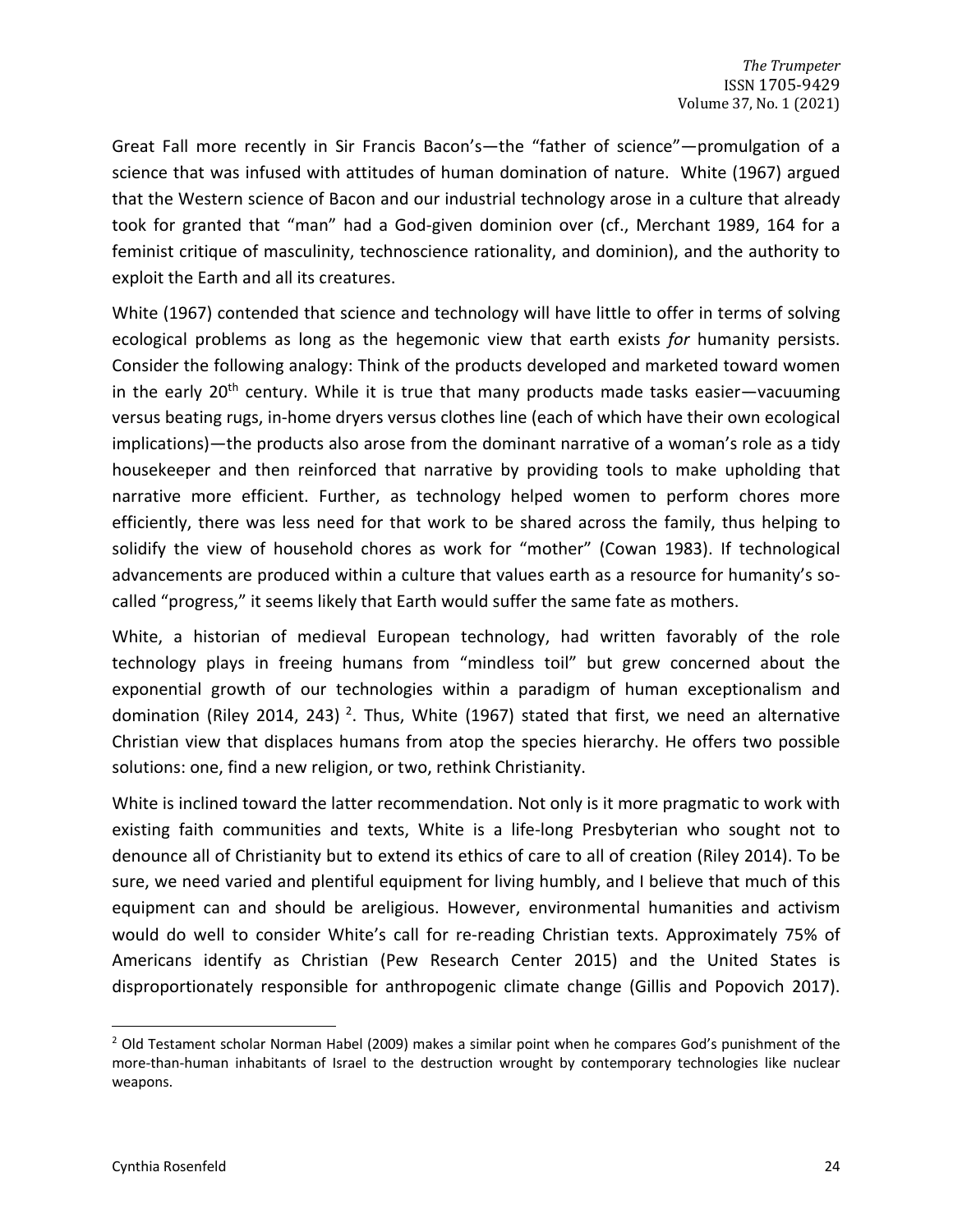Great Fall more recently in Sir Francis Bacon's—the "father of science"—promulgation of a science that was infused with attitudes of human domination of nature. White (1967) argued that the Western science of Bacon and our industrial technology arose in a culture that already took for granted that "man" had a God-given dominion over (cf., Merchant 1989, 164 for a feminist critique of masculinity, technoscience rationality, and dominion), and the authority to exploit the Earth and all its creatures.

White (1967) contended that science and technology will have little to offer in terms of solving ecological problems as long as the hegemonic view that earth exists *for* humanity persists. Consider the following analogy: Think of the products developed and marketed toward women in the early 20th century. While it is true that many products made tasks easier—vacuuming versus beating rugs, in-home dryers versus clothes line (each of which have their own ecological implications)—the products also arose from the dominant narrative of a woman's role as a tidy housekeeper and then reinforced that narrative by providing tools to make upholding that narrative more efficient. Further, as technology helped women to perform chores more efficiently, there was less need for that work to be shared across the family, thus helping to solidify the view of household chores as work for "mother" (Cowan 1983). If technological advancements are produced within a culture that values earth as a resource for humanity's so-called "progress," it seems likely that Earth would suffer the same fate as mothers.

White, a historian of medieval European technology, had written favorably of the role technology plays in freeing humans from "mindless toil" but grew concerned about the exponential growth of our technologies within a paradigm of human exceptionalism and domination (Riley 2014, 243) [2]. Thus, White (1967) stated that first, we need an alternative Christian view that displaces humans from atop the species hierarchy. He offers two possible solutions: one, find a new religion, or two, rethink Christianity.

White is inclined toward the latter recommendation. Not only is it more pragmatic to work with existing faith communities and texts, White is a life-long Presbyterian who sought not to denounce all of Christianity but to extend its ethics of care to all of creation (Riley 2014). To be sure, we need varied and plentiful equipment for living humbly, and I believe that much of this equipment can and should be areligious. However, environmental humanities and activism would do well to consider White's call for re-reading Christian texts. Approximately 75% of Americans identify as Christian (Pew Research Center 2015) and the United States is disproportionately responsible for anthropogenic climate change (Gillis and Popovich 2017).

[2] Old Testament scholar Norman Habel (2009) makes a similar point when he compares God's punishment of the more-than-human inhabitants of Israel to the destruction wrought by contemporary technologies like nuclear weapons.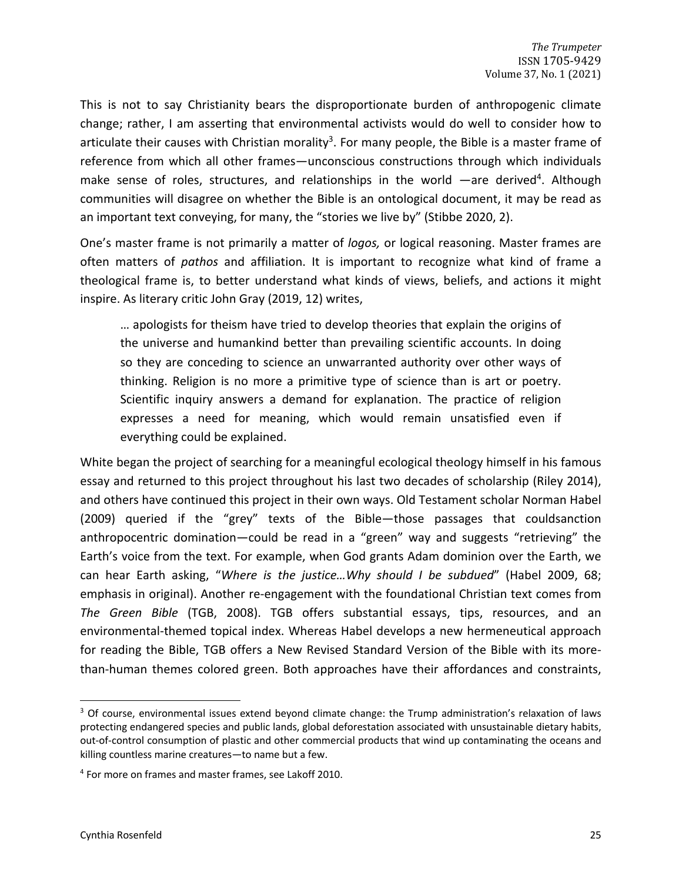This is not to say Christianity bears the disproportionate burden of anthropogenic climate change; rather, I am asserting that environmental activists would do well to consider how to articulate their causes with Christian morality[3]. For many people, the Bible is a master frame of reference from which all other frames—unconscious constructions through which individuals make sense of roles, structures, and relationships in the world —are derived[4]. Although communities will disagree on whether the Bible is an ontological document, it may be read as an important text conveying, for many, the "stories we live by" (Stibbe 2020, 2).

One's master frame is not primarily a matter of *logos,* or logical reasoning. Master frames are often matters of *pathos* and affiliation. It is important to recognize what kind of frame a theological frame is, to better understand what kinds of views, beliefs, and actions it might inspire. As literary critic John Gray (2019, 12) writes,

> … apologists for theism have tried to develop theories that explain the origins of the universe and humankind better than prevailing scientific accounts. In doing so they are conceding to science an unwarranted authority over other ways of thinking. Religion is no more a primitive type of science than is art or poetry. Scientific inquiry answers a demand for explanation. The practice of religion expresses a need for meaning, which would remain unsatisfied even if everything could be explained.

White began the project of searching for a meaningful ecological theology himself in his famous essay and returned to this project throughout his last two decades of scholarship (Riley 2014), and others have continued this project in their own ways. Old Testament scholar Norman Habel (2009) queried if the "grey" texts of the Bible—those passages that couldsanction anthropocentric domination—could be read in a "green" way and suggests "retrieving" the Earth's voice from the text. For example, when God grants Adam dominion over the Earth, we can hear Earth asking, "*Where is the justice…Why should I be subdued*" (Habel 2009, 68; emphasis in original). Another re-engagement with the foundational Christian text comes from *The Green Bible* (TGB, 2008). TGB offers substantial essays, tips, resources, and an environmental-themed topical index. Whereas Habel develops a new hermeneutical approach for reading the Bible, TGB offers a New Revised Standard Version of the Bible with its more-than-human themes colored green. Both approaches have their affordances and constraints,

---

[3] Of course, environmental issues extend beyond climate change: the Trump administration's relaxation of laws protecting endangered species and public lands, global deforestation associated with unsustainable dietary habits, out-of-control consumption of plastic and other commercial products that wind up contaminating the oceans and killing countless marine creatures—to name but a few.

[4] For more on frames and master frames, see Lakoff 2010.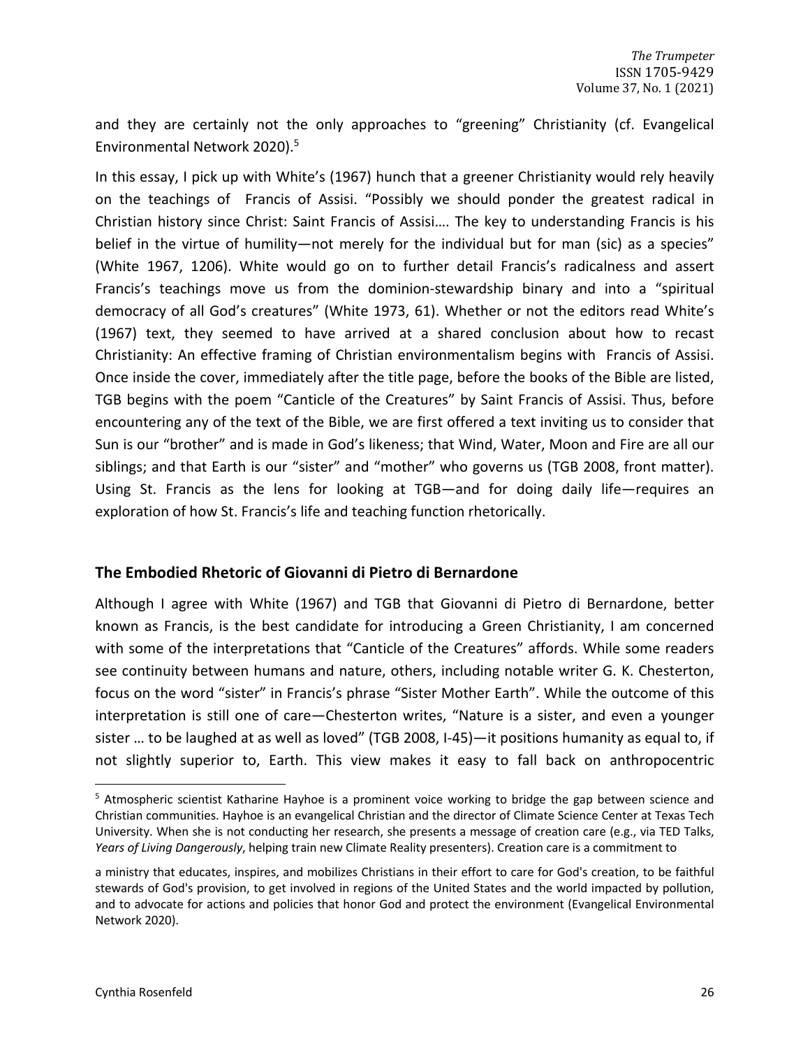and they are certainly not the only approaches to "greening" Christianity (cf. Evangelical Environmental Network 2020).[5]

In this essay, I pick up with White's (1967) hunch that a greener Christianity would rely heavily on the teachings of Francis of Assisi. "Possibly we should ponder the greatest radical in Christian history since Christ: Saint Francis of Assisi…. The key to understanding Francis is his belief in the virtue of humility—not merely for the individual but for man (sic) as a species" (White 1967, 1206). White would go on to further detail Francis's radicalness and assert Francis's teachings move us from the dominion-stewardship binary and into a "spiritual democracy of all God's creatures" (White 1973, 61). Whether or not the editors read White's (1967) text, they seemed to have arrived at a shared conclusion about how to recast Christianity: An effective framing of Christian environmentalism begins with Francis of Assisi. Once inside the cover, immediately after the title page, before the books of the Bible are listed, TGB begins with the poem "Canticle of the Creatures" by Saint Francis of Assisi. Thus, before encountering any of the text of the Bible, we are first offered a text inviting us to consider that Sun is our "brother" and is made in God's likeness; that Wind, Water, Moon and Fire are all our siblings; and that Earth is our "sister" and "mother" who governs us (TGB 2008, front matter). Using St. Francis as the lens for looking at TGB—and for doing daily life—requires an exploration of how St. Francis's life and teaching function rhetorically.

## The Embodied Rhetoric of Giovanni di Pietro di Bernardone

Although I agree with White (1967) and TGB that Giovanni di Pietro di Bernardone, better known as Francis, is the best candidate for introducing a Green Christianity, I am concerned with some of the interpretations that "Canticle of the Creatures" affords. While some readers see continuity between humans and nature, others, including notable writer G. K. Chesterton, focus on the word "sister" in Francis's phrase "Sister Mother Earth". While the outcome of this interpretation is still one of care—Chesterton writes, "Nature is a sister, and even a younger sister … to be laughed at as well as loved" (TGB 2008, I-45)—it positions humanity as equal to, if not slightly superior to, Earth. This view makes it easy to fall back on anthropocentric

---

[5] Atmospheric scientist Katharine Hayhoe is a prominent voice working to bridge the gap between science and Christian communities. Hayhoe is an evangelical Christian and the director of Climate Science Center at Texas Tech University. When she is not conducting her research, she presents a message of creation care (e.g., via TED Talks, *Years of Living Dangerously*, helping train new Climate Reality presenters). Creation care is a commitment to

> a ministry that educates, inspires, and mobilizes Christians in their effort to care for God's creation, to be faithful stewards of God's provision, to get involved in regions of the United States and the world impacted by pollution, and to advocate for actions and policies that honor God and protect the environment (Evangelical Environmental Network 2020).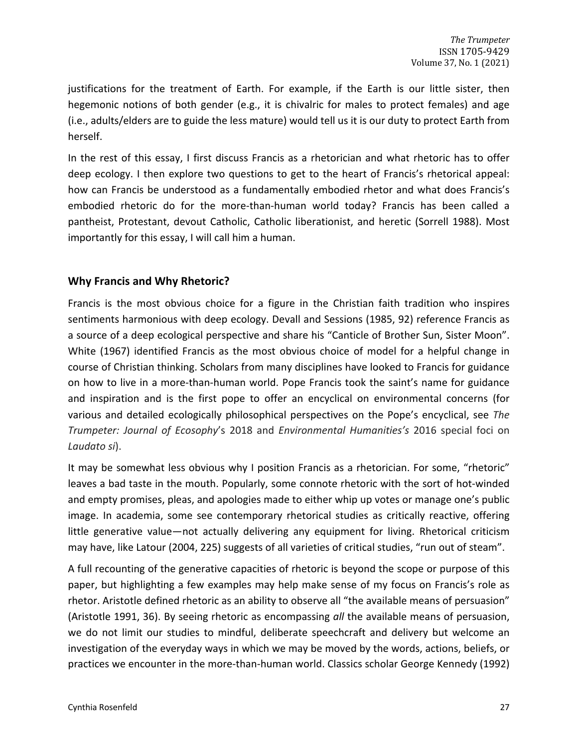justifications for the treatment of Earth. For example, if the Earth is our little sister, then hegemonic notions of both gender (e.g., it is chivalric for males to protect females) and age (i.e., adults/elders are to guide the less mature) would tell us it is our duty to protect Earth from herself.

In the rest of this essay, I first discuss Francis as a rhetorician and what rhetoric has to offer deep ecology. I then explore two questions to get to the heart of Francis's rhetorical appeal: how can Francis be understood as a fundamentally embodied rhetor and what does Francis's embodied rhetoric do for the more-than-human world today? Francis has been called a pantheist, Protestant, devout Catholic, Catholic liberationist, and heretic (Sorrell 1988). Most importantly for this essay, I will call him a human.

## Why Francis and Why Rhetoric?

Francis is the most obvious choice for a figure in the Christian faith tradition who inspires sentiments harmonious with deep ecology. Devall and Sessions (1985, 92) reference Francis as a source of a deep ecological perspective and share his "Canticle of Brother Sun, Sister Moon". White (1967) identified Francis as the most obvious choice of model for a helpful change in course of Christian thinking. Scholars from many disciplines have looked to Francis for guidance on how to live in a more-than-human world. Pope Francis took the saint's name for guidance and inspiration and is the first pope to offer an encyclical on environmental concerns (for various and detailed ecologically philosophical perspectives on the Pope's encyclical, see *The Trumpeter: Journal of Ecosophy*'s 2018 and *Environmental Humanities's* 2016 special foci on *Laudato si*).

It may be somewhat less obvious why I position Francis as a rhetorician. For some, "rhetoric" leaves a bad taste in the mouth. Popularly, some connote rhetoric with the sort of hot-winded and empty promises, pleas, and apologies made to either whip up votes or manage one's public image. In academia, some see contemporary rhetorical studies as critically reactive, offering little generative value—not actually delivering any equipment for living. Rhetorical criticism may have, like Latour (2004, 225) suggests of all varieties of critical studies, "run out of steam".

A full recounting of the generative capacities of rhetoric is beyond the scope or purpose of this paper, but highlighting a few examples may help make sense of my focus on Francis's role as rhetor. Aristotle defined rhetoric as an ability to observe all "the available means of persuasion" (Aristotle 1991, 36). By seeing rhetoric as encompassing *all* the available means of persuasion, we do not limit our studies to mindful, deliberate speechcraft and delivery but welcome an investigation of the everyday ways in which we may be moved by the words, actions, beliefs, or practices we encounter in the more-than-human world. Classics scholar George Kennedy (1992)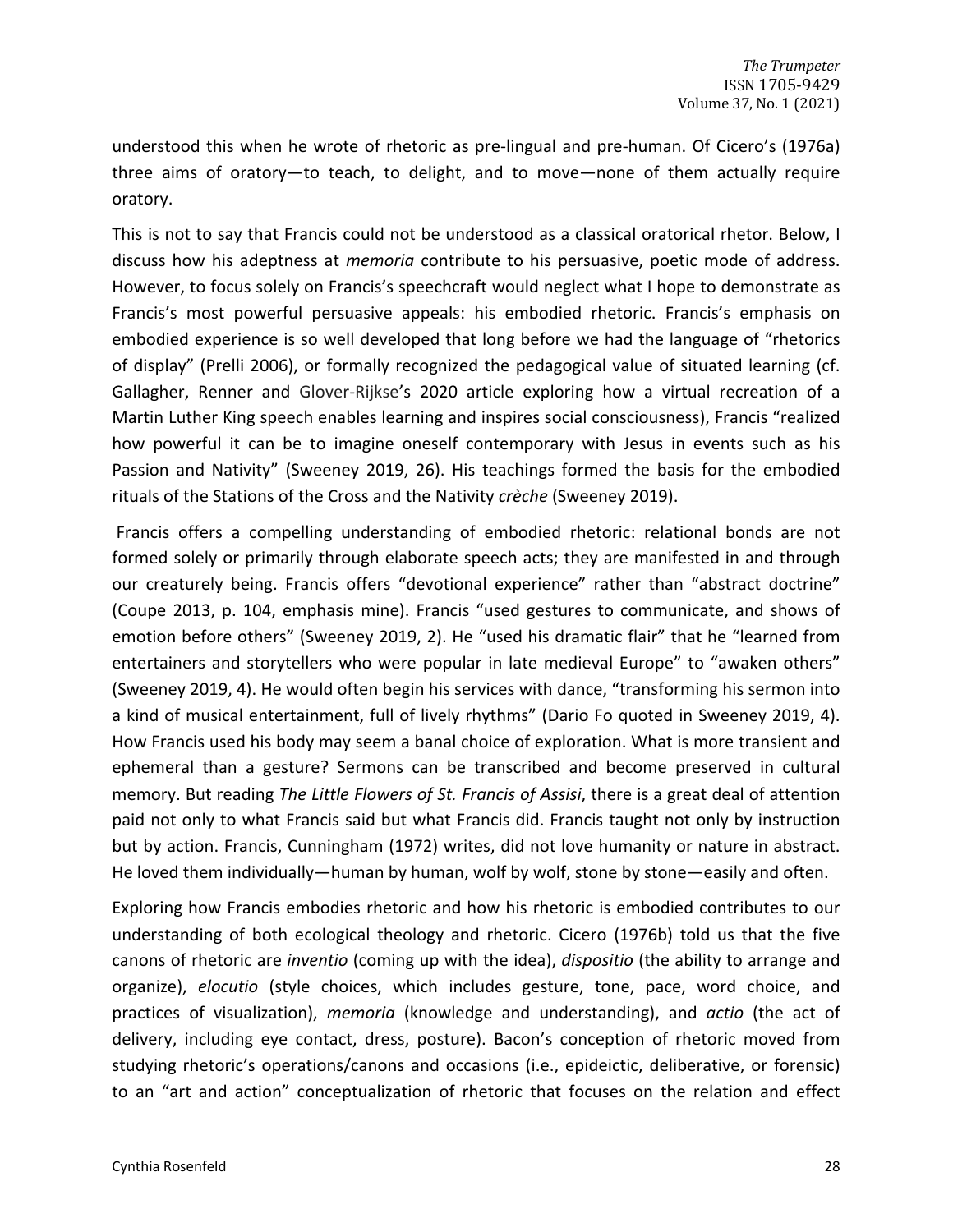understood this when he wrote of rhetoric as pre-lingual and pre-human. Of Cicero's (1976a) three aims of oratory—to teach, to delight, and to move—none of them actually require oratory.

This is not to say that Francis could not be understood as a classical oratorical rhetor. Below, I discuss how his adeptness at *memoria* contribute to his persuasive, poetic mode of address. However, to focus solely on Francis's speechcraft would neglect what I hope to demonstrate as Francis's most powerful persuasive appeals: his embodied rhetoric. Francis's emphasis on embodied experience is so well developed that long before we had the language of "rhetorics of display" (Prelli 2006), or formally recognized the pedagogical value of situated learning (cf. Gallagher, Renner and Glover-Rijkse's 2020 article exploring how a virtual recreation of a Martin Luther King speech enables learning and inspires social consciousness), Francis "realized how powerful it can be to imagine oneself contemporary with Jesus in events such as his Passion and Nativity" (Sweeney 2019, 26). His teachings formed the basis for the embodied rituals of the Stations of the Cross and the Nativity *crèche* (Sweeney 2019).

Francis offers a compelling understanding of embodied rhetoric: relational bonds are not formed solely or primarily through elaborate speech acts; they are manifested in and through our creaturely being. Francis offers "devotional experience" rather than "abstract doctrine" (Coupe 2013, p. 104, emphasis mine). Francis "used gestures to communicate, and shows of emotion before others" (Sweeney 2019, 2). He "used his dramatic flair" that he "learned from entertainers and storytellers who were popular in late medieval Europe" to "awaken others" (Sweeney 2019, 4). He would often begin his services with dance, "transforming his sermon into a kind of musical entertainment, full of lively rhythms" (Dario Fo quoted in Sweeney 2019, 4). How Francis used his body may seem a banal choice of exploration. What is more transient and ephemeral than a gesture? Sermons can be transcribed and become preserved in cultural memory. But reading *The Little Flowers of St. Francis of Assisi*, there is a great deal of attention paid not only to what Francis said but what Francis did. Francis taught not only by instruction but by action. Francis, Cunningham (1972) writes, did not love humanity or nature in abstract. He loved them individually—human by human, wolf by wolf, stone by stone—easily and often.

Exploring how Francis embodies rhetoric and how his rhetoric is embodied contributes to our understanding of both ecological theology and rhetoric. Cicero (1976b) told us that the five canons of rhetoric are *inventio* (coming up with the idea), *dispositio* (the ability to arrange and organize), *elocutio* (style choices, which includes gesture, tone, pace, word choice, and practices of visualization), *memoria* (knowledge and understanding), and *actio* (the act of delivery, including eye contact, dress, posture). Bacon's conception of rhetoric moved from studying rhetoric's operations/canons and occasions (i.e., epideictic, deliberative, or forensic) to an "art and action" conceptualization of rhetoric that focuses on the relation and effect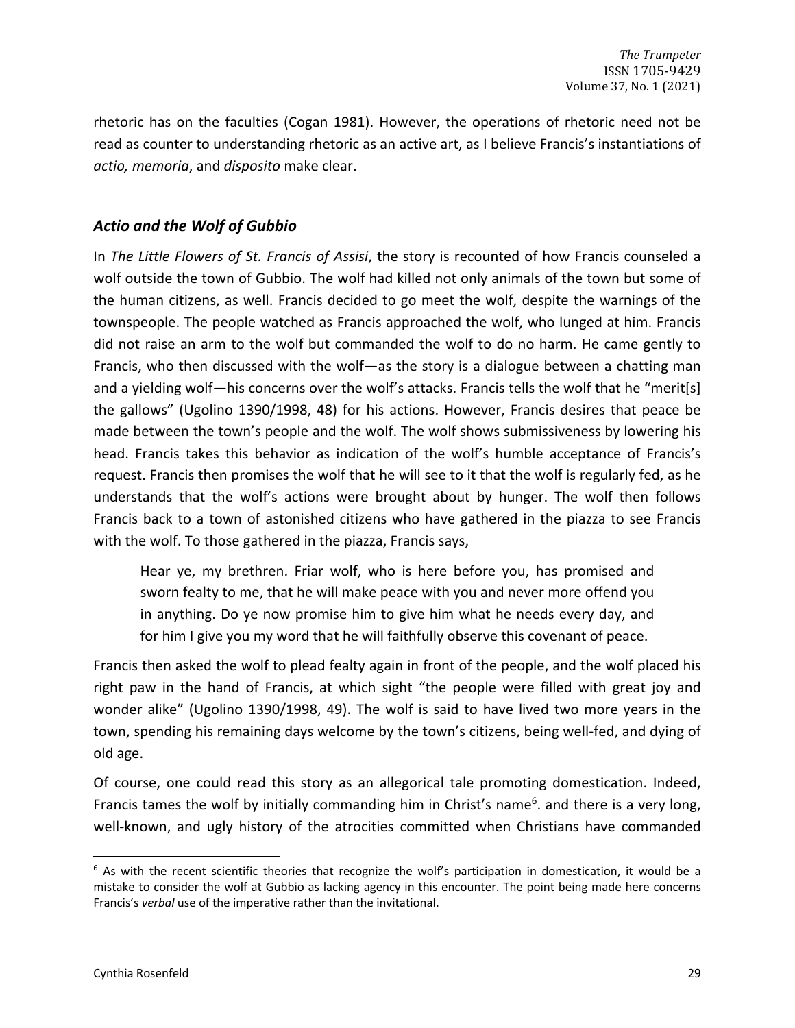rhetoric has on the faculties (Cogan 1981). However, the operations of rhetoric need not be read as counter to understanding rhetoric as an active art, as I believe Francis's instantiations of *actio, memoria*, and *disposito* make clear.

## *Actio and the Wolf of Gubbio*

In *The Little Flowers of St. Francis of Assisi*, the story is recounted of how Francis counseled a wolf outside the town of Gubbio. The wolf had killed not only animals of the town but some of the human citizens, as well. Francis decided to go meet the wolf, despite the warnings of the townspeople. The people watched as Francis approached the wolf, who lunged at him. Francis did not raise an arm to the wolf but commanded the wolf to do no harm. He came gently to Francis, who then discussed with the wolf—as the story is a dialogue between a chatting man and a yielding wolf—his concerns over the wolf's attacks. Francis tells the wolf that he "merit[s] the gallows" (Ugolino 1390/1998, 48) for his actions. However, Francis desires that peace be made between the town's people and the wolf. The wolf shows submissiveness by lowering his head. Francis takes this behavior as indication of the wolf's humble acceptance of Francis's request. Francis then promises the wolf that he will see to it that the wolf is regularly fed, as he understands that the wolf's actions were brought about by hunger. The wolf then follows Francis back to a town of astonished citizens who have gathered in the piazza to see Francis with the wolf. To those gathered in the piazza, Francis says,

> Hear ye, my brethren. Friar wolf, who is here before you, has promised and sworn fealty to me, that he will make peace with you and never more offend you in anything. Do ye now promise him to give him what he needs every day, and for him I give you my word that he will faithfully observe this covenant of peace.

Francis then asked the wolf to plead fealty again in front of the people, and the wolf placed his right paw in the hand of Francis, at which sight "the people were filled with great joy and wonder alike" (Ugolino 1390/1998, 49). The wolf is said to have lived two more years in the town, spending his remaining days welcome by the town's citizens, being well-fed, and dying of old age.

Of course, one could read this story as an allegorical tale promoting domestication. Indeed, Francis tames the wolf by initially commanding him in Christ's name[6]. and there is a very long, well-known, and ugly history of the atrocities committed when Christians have commanded

[6] As with the recent scientific theories that recognize the wolf's participation in domestication, it would be a mistake to consider the wolf at Gubbio as lacking agency in this encounter. The point being made here concerns Francis's *verbal* use of the imperative rather than the invitational.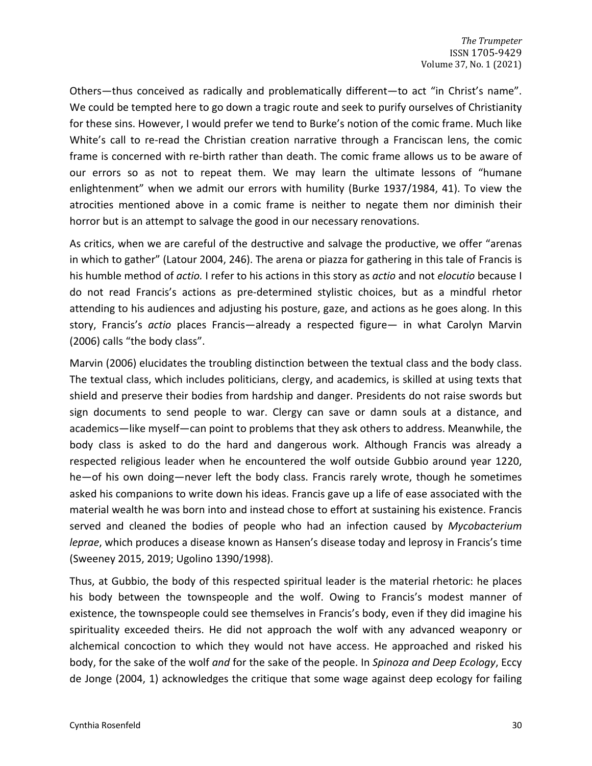Others—thus conceived as radically and problematically different—to act "in Christ's name". We could be tempted here to go down a tragic route and seek to purify ourselves of Christianity for these sins. However, I would prefer we tend to Burke's notion of the comic frame. Much like White's call to re-read the Christian creation narrative through a Franciscan lens, the comic frame is concerned with re-birth rather than death. The comic frame allows us to be aware of our errors so as not to repeat them. We may learn the ultimate lessons of "humane enlightenment" when we admit our errors with humility (Burke 1937/1984, 41). To view the atrocities mentioned above in a comic frame is neither to negate them nor diminish their horror but is an attempt to salvage the good in our necessary renovations.

As critics, when we are careful of the destructive and salvage the productive, we offer "arenas in which to gather" (Latour 2004, 246). The arena or piazza for gathering in this tale of Francis is his humble method of *actio.* I refer to his actions in this story as *actio* and not *elocutio* because I do not read Francis's actions as pre-determined stylistic choices, but as a mindful rhetor attending to his audiences and adjusting his posture, gaze, and actions as he goes along. In this story, Francis's *actio* places Francis—already a respected figure— in what Carolyn Marvin (2006) calls "the body class".

Marvin (2006) elucidates the troubling distinction between the textual class and the body class. The textual class, which includes politicians, clergy, and academics, is skilled at using texts that shield and preserve their bodies from hardship and danger. Presidents do not raise swords but sign documents to send people to war. Clergy can save or damn souls at a distance, and academics—like myself—can point to problems that they ask others to address. Meanwhile, the body class is asked to do the hard and dangerous work. Although Francis was already a respected religious leader when he encountered the wolf outside Gubbio around year 1220, he—of his own doing—never left the body class. Francis rarely wrote, though he sometimes asked his companions to write down his ideas. Francis gave up a life of ease associated with the material wealth he was born into and instead chose to effort at sustaining his existence. Francis served and cleaned the bodies of people who had an infection caused by *Mycobacterium leprae*, which produces a disease known as Hansen's disease today and leprosy in Francis's time (Sweeney 2015, 2019; Ugolino 1390/1998).

Thus, at Gubbio, the body of this respected spiritual leader is the material rhetoric: he places his body between the townspeople and the wolf. Owing to Francis's modest manner of existence, the townspeople could see themselves in Francis's body, even if they did imagine his spirituality exceeded theirs. He did not approach the wolf with any advanced weaponry or alchemical concoction to which they would not have access. He approached and risked his body, for the sake of the wolf *and* for the sake of the people. In *Spinoza and Deep Ecology*, Eccy de Jonge (2004, 1) acknowledges the critique that some wage against deep ecology for failing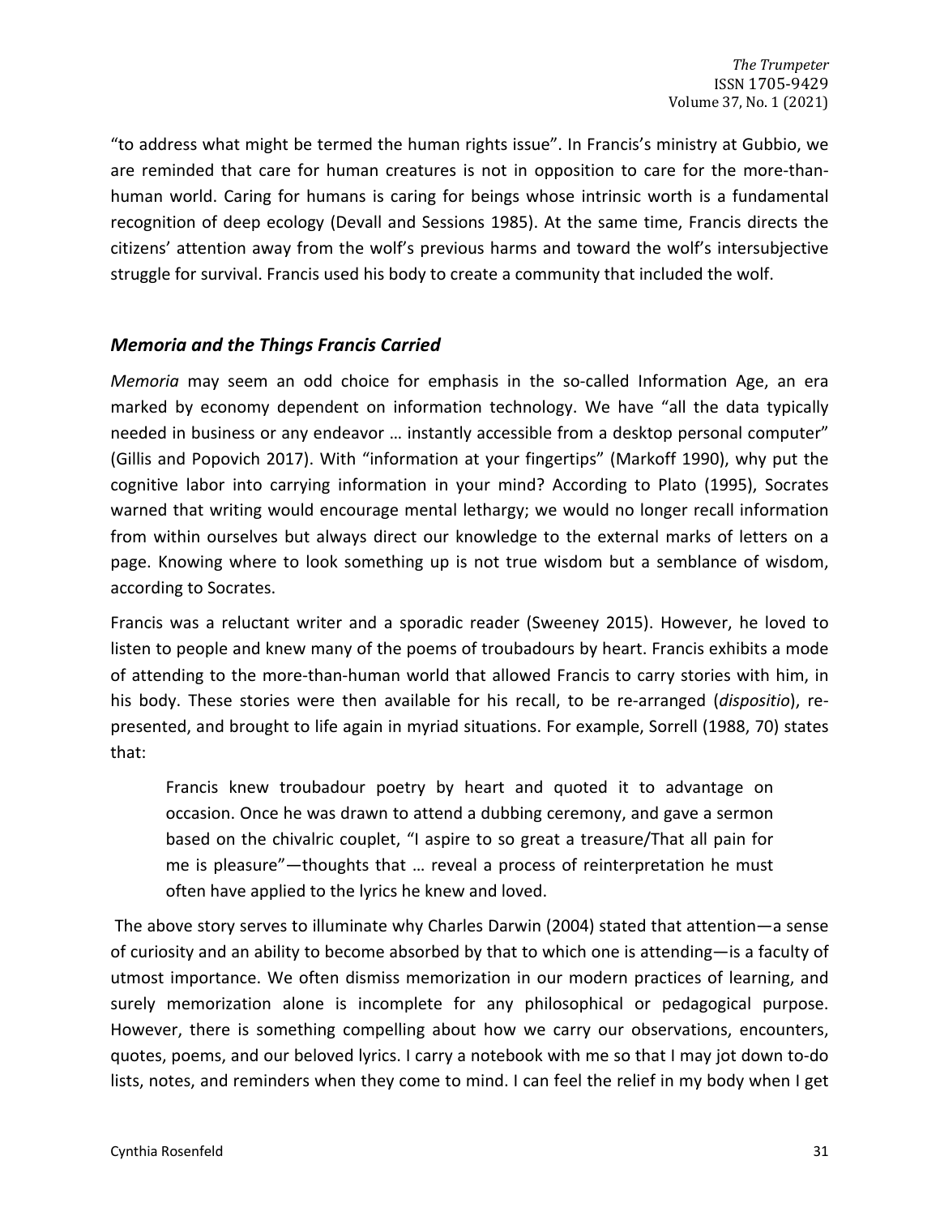"to address what might be termed the human rights issue". In Francis's ministry at Gubbio, we are reminded that care for human creatures is not in opposition to care for the more-than-human world. Caring for humans is caring for beings whose intrinsic worth is a fundamental recognition of deep ecology (Devall and Sessions 1985). At the same time, Francis directs the citizens' attention away from the wolf's previous harms and toward the wolf's intersubjective struggle for survival. Francis used his body to create a community that included the wolf.

## *Memoria and the Things Francis Carried*

*Memoria* may seem an odd choice for emphasis in the so-called Information Age, an era marked by economy dependent on information technology. We have "all the data typically needed in business or any endeavor … instantly accessible from a desktop personal computer" (Gillis and Popovich 2017). With "information at your fingertips" (Markoff 1990), why put the cognitive labor into carrying information in your mind? According to Plato (1995), Socrates warned that writing would encourage mental lethargy; we would no longer recall information from within ourselves but always direct our knowledge to the external marks of letters on a page. Knowing where to look something up is not true wisdom but a semblance of wisdom, according to Socrates.

Francis was a reluctant writer and a sporadic reader (Sweeney 2015). However, he loved to listen to people and knew many of the poems of troubadours by heart. Francis exhibits a mode of attending to the more-than-human world that allowed Francis to carry stories with him, in his body. These stories were then available for his recall, to be re-arranged (*dispositio*), re-presented, and brought to life again in myriad situations. For example, Sorrell (1988, 70) states that:

> Francis knew troubadour poetry by heart and quoted it to advantage on occasion. Once he was drawn to attend a dubbing ceremony, and gave a sermon based on the chivalric couplet, "I aspire to so great a treasure/That all pain for me is pleasure"—thoughts that … reveal a process of reinterpretation he must often have applied to the lyrics he knew and loved.

The above story serves to illuminate why Charles Darwin (2004) stated that attention—a sense of curiosity and an ability to become absorbed by that to which one is attending—is a faculty of utmost importance. We often dismiss memorization in our modern practices of learning, and surely memorization alone is incomplete for any philosophical or pedagogical purpose. However, there is something compelling about how we carry our observations, encounters, quotes, poems, and our beloved lyrics. I carry a notebook with me so that I may jot down to-do lists, notes, and reminders when they come to mind. I can feel the relief in my body when I get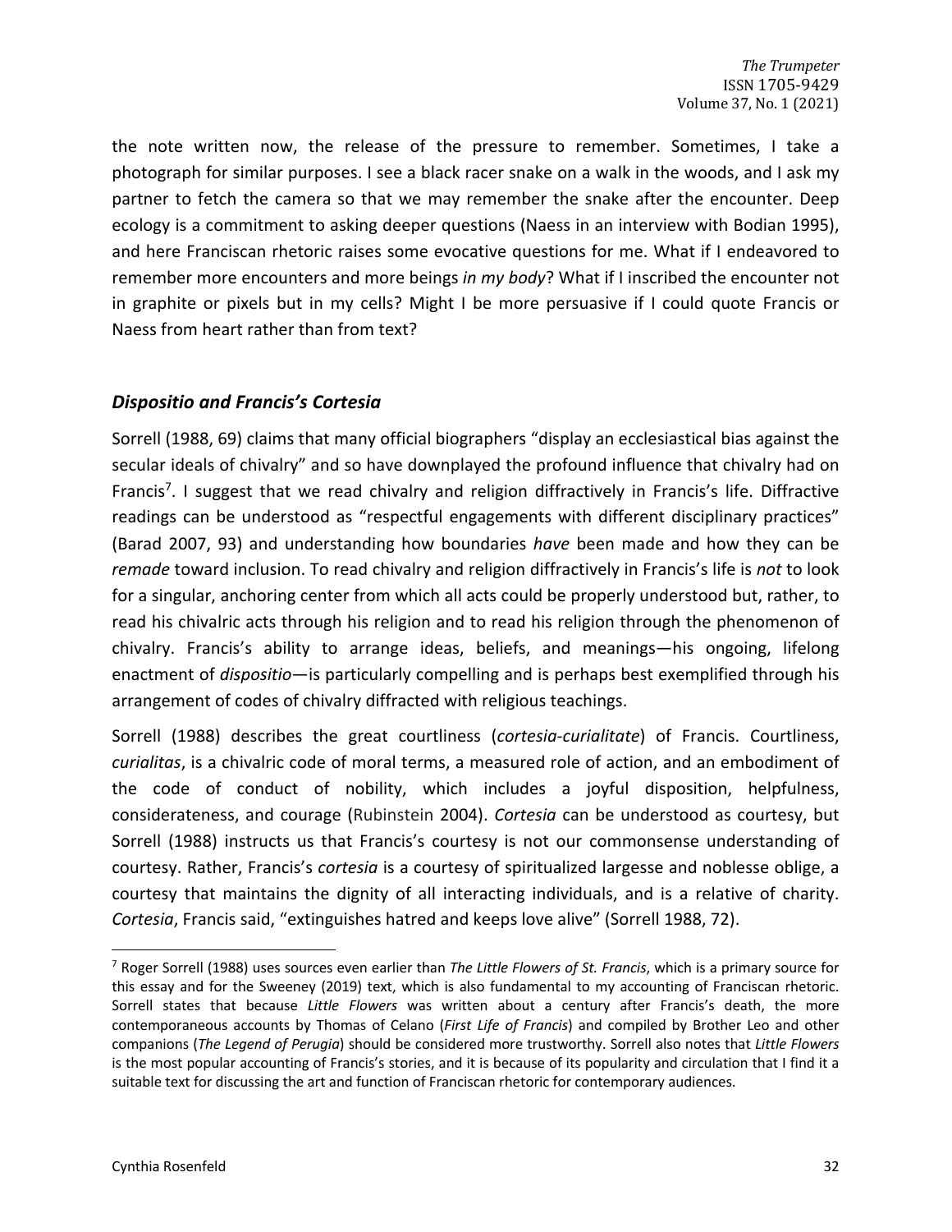the note written now, the release of the pressure to remember. Sometimes, I take a photograph for similar purposes. I see a black racer snake on a walk in the woods, and I ask my partner to fetch the camera so that we may remember the snake after the encounter. Deep ecology is a commitment to asking deeper questions (Naess in an interview with Bodian 1995), and here Franciscan rhetoric raises some evocative questions for me. What if I endeavored to remember more encounters and more beings *in my body*? What if I inscribed the encounter not in graphite or pixels but in my cells? Might I be more persuasive if I could quote Francis or Naess from heart rather than from text?

### *Dispositio and Francis's Cortesia*

Sorrell (1988, 69) claims that many official biographers "display an ecclesiastical bias against the secular ideals of chivalry" and so have downplayed the profound influence that chivalry had on Francis[7]. I suggest that we read chivalry and religion diffractively in Francis's life. Diffractive readings can be understood as "respectful engagements with different disciplinary practices" (Barad 2007, 93) and understanding how boundaries *have* been made and how they can be *remade* toward inclusion. To read chivalry and religion diffractively in Francis's life is *not* to look for a singular, anchoring center from which all acts could be properly understood but, rather, to read his chivalric acts through his religion and to read his religion through the phenomenon of chivalry. Francis's ability to arrange ideas, beliefs, and meanings—his ongoing, lifelong enactment of *dispositio*—is particularly compelling and is perhaps best exemplified through his arrangement of codes of chivalry diffracted with religious teachings.

Sorrell (1988) describes the great courtliness (*cortesia-curialitate*) of Francis. Courtliness, *curialitas*, is a chivalric code of moral terms, a measured role of action, and an embodiment of the code of conduct of nobility, which includes a joyful disposition, helpfulness, considerateness, and courage (Rubinstein 2004). *Cortesia* can be understood as courtesy, but Sorrell (1988) instructs us that Francis's courtesy is not our commonsense understanding of courtesy. Rather, Francis's *cortesia* is a courtesy of spiritualized largesse and noblesse oblige, a courtesy that maintains the dignity of all interacting individuals, and is a relative of charity. *Cortesia*, Francis said, "extinguishes hatred and keeps love alive" (Sorrell 1988, 72).

---

[7] Roger Sorrell (1988) uses sources even earlier than *The Little Flowers of St. Francis*, which is a primary source for this essay and for the Sweeney (2019) text, which is also fundamental to my accounting of Franciscan rhetoric. Sorrell states that because *Little Flowers* was written about a century after Francis's death, the more contemporaneous accounts by Thomas of Celano (*First Life of Francis*) and compiled by Brother Leo and other companions (*The Legend of Perugia*) should be considered more trustworthy. Sorrell also notes that *Little Flowers* is the most popular accounting of Francis's stories, and it is because of its popularity and circulation that I find it a suitable text for discussing the art and function of Franciscan rhetoric for contemporary audiences.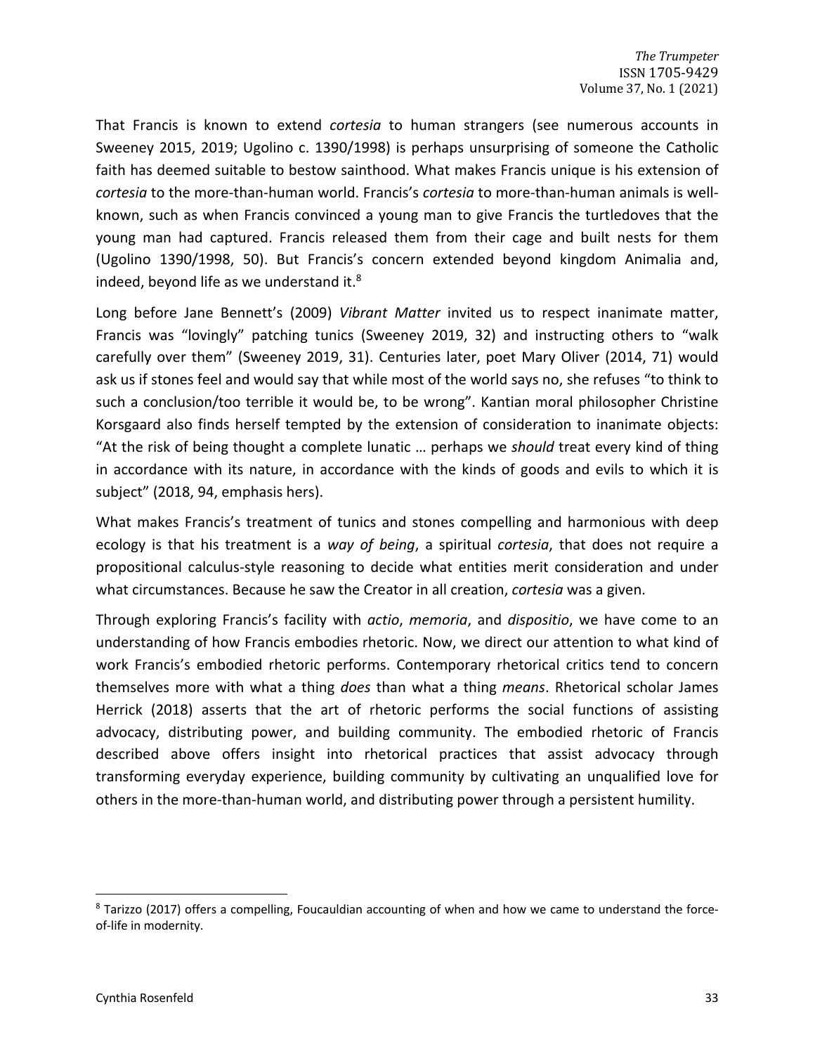That Francis is known to extend *cortesia* to human strangers (see numerous accounts in Sweeney 2015, 2019; Ugolino c. 1390/1998) is perhaps unsurprising of someone the Catholic faith has deemed suitable to bestow sainthood. What makes Francis unique is his extension of *cortesia* to the more-than-human world. Francis's *cortesia* to more-than-human animals is well-known, such as when Francis convinced a young man to give Francis the turtledoves that the young man had captured. Francis released them from their cage and built nests for them (Ugolino 1390/1998, 50). But Francis's concern extended beyond kingdom Animalia and, indeed, beyond life as we understand it.[8]

Long before Jane Bennett's (2009) *Vibrant Matter* invited us to respect inanimate matter, Francis was "lovingly" patching tunics (Sweeney 2019, 32) and instructing others to "walk carefully over them" (Sweeney 2019, 31). Centuries later, poet Mary Oliver (2014, 71) would ask us if stones feel and would say that while most of the world says no, she refuses "to think to such a conclusion/too terrible it would be, to be wrong". Kantian moral philosopher Christine Korsgaard also finds herself tempted by the extension of consideration to inanimate objects: "At the risk of being thought a complete lunatic … perhaps we *should* treat every kind of thing in accordance with its nature, in accordance with the kinds of goods and evils to which it is subject" (2018, 94, emphasis hers).

What makes Francis's treatment of tunics and stones compelling and harmonious with deep ecology is that his treatment is a *way of being*, a spiritual *cortesia*, that does not require a propositional calculus-style reasoning to decide what entities merit consideration and under what circumstances. Because he saw the Creator in all creation, *cortesia* was a given.

Through exploring Francis's facility with *actio*, *memoria*, and *dispositio*, we have come to an understanding of how Francis embodies rhetoric. Now, we direct our attention to what kind of work Francis's embodied rhetoric performs. Contemporary rhetorical critics tend to concern themselves more with what a thing *does* than what a thing *means*. Rhetorical scholar James Herrick (2018) asserts that the art of rhetoric performs the social functions of assisting advocacy, distributing power, and building community. The embodied rhetoric of Francis described above offers insight into rhetorical practices that assist advocacy through transforming everyday experience, building community by cultivating an unqualified love for others in the more-than-human world, and distributing power through a persistent humility.

---

[8] Tarizzo (2017) offers a compelling, Foucauldian accounting of when and how we came to understand the force-of-life in modernity.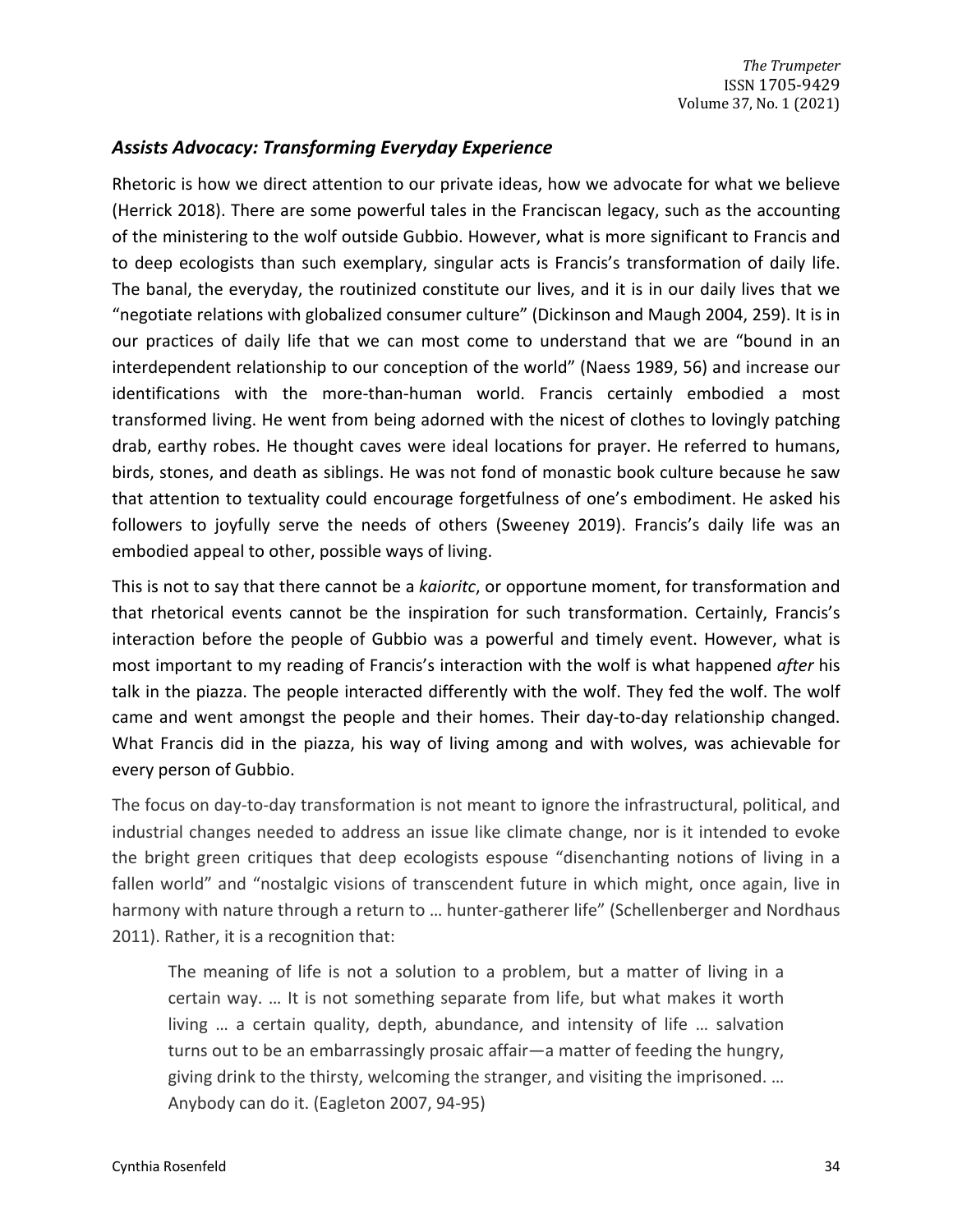### *Assists Advocacy: Transforming Everyday Experience*

Rhetoric is how we direct attention to our private ideas, how we advocate for what we believe (Herrick 2018). There are some powerful tales in the Franciscan legacy, such as the accounting of the ministering to the wolf outside Gubbio. However, what is more significant to Francis and to deep ecologists than such exemplary, singular acts is Francis's transformation of daily life. The banal, the everyday, the routinized constitute our lives, and it is in our daily lives that we "negotiate relations with globalized consumer culture" (Dickinson and Maugh 2004, 259). It is in our practices of daily life that we can most come to understand that we are "bound in an interdependent relationship to our conception of the world" (Naess 1989, 56) and increase our identifications with the more-than-human world. Francis certainly embodied a most transformed living. He went from being adorned with the nicest of clothes to lovingly patching drab, earthy robes. He thought caves were ideal locations for prayer. He referred to humans, birds, stones, and death as siblings. He was not fond of monastic book culture because he saw that attention to textuality could encourage forgetfulness of one's embodiment. He asked his followers to joyfully serve the needs of others (Sweeney 2019). Francis's daily life was an embodied appeal to other, possible ways of living.

This is not to say that there cannot be a *kaioritc*, or opportune moment, for transformation and that rhetorical events cannot be the inspiration for such transformation. Certainly, Francis's interaction before the people of Gubbio was a powerful and timely event. However, what is most important to my reading of Francis's interaction with the wolf is what happened *after* his talk in the piazza. The people interacted differently with the wolf. They fed the wolf. The wolf came and went amongst the people and their homes. Their day-to-day relationship changed. What Francis did in the piazza, his way of living among and with wolves, was achievable for every person of Gubbio.

The focus on day-to-day transformation is not meant to ignore the infrastructural, political, and industrial changes needed to address an issue like climate change, nor is it intended to evoke the bright green critiques that deep ecologists espouse "disenchanting notions of living in a fallen world" and "nostalgic visions of transcendent future in which might, once again, live in harmony with nature through a return to … hunter-gatherer life" (Schellenberger and Nordhaus 2011). Rather, it is a recognition that:

> The meaning of life is not a solution to a problem, but a matter of living in a certain way. … It is not something separate from life, but what makes it worth living … a certain quality, depth, abundance, and intensity of life … salvation turns out to be an embarrassingly prosaic affair—a matter of feeding the hungry, giving drink to the thirsty, welcoming the stranger, and visiting the imprisoned. … Anybody can do it. (Eagleton 2007, 94-95)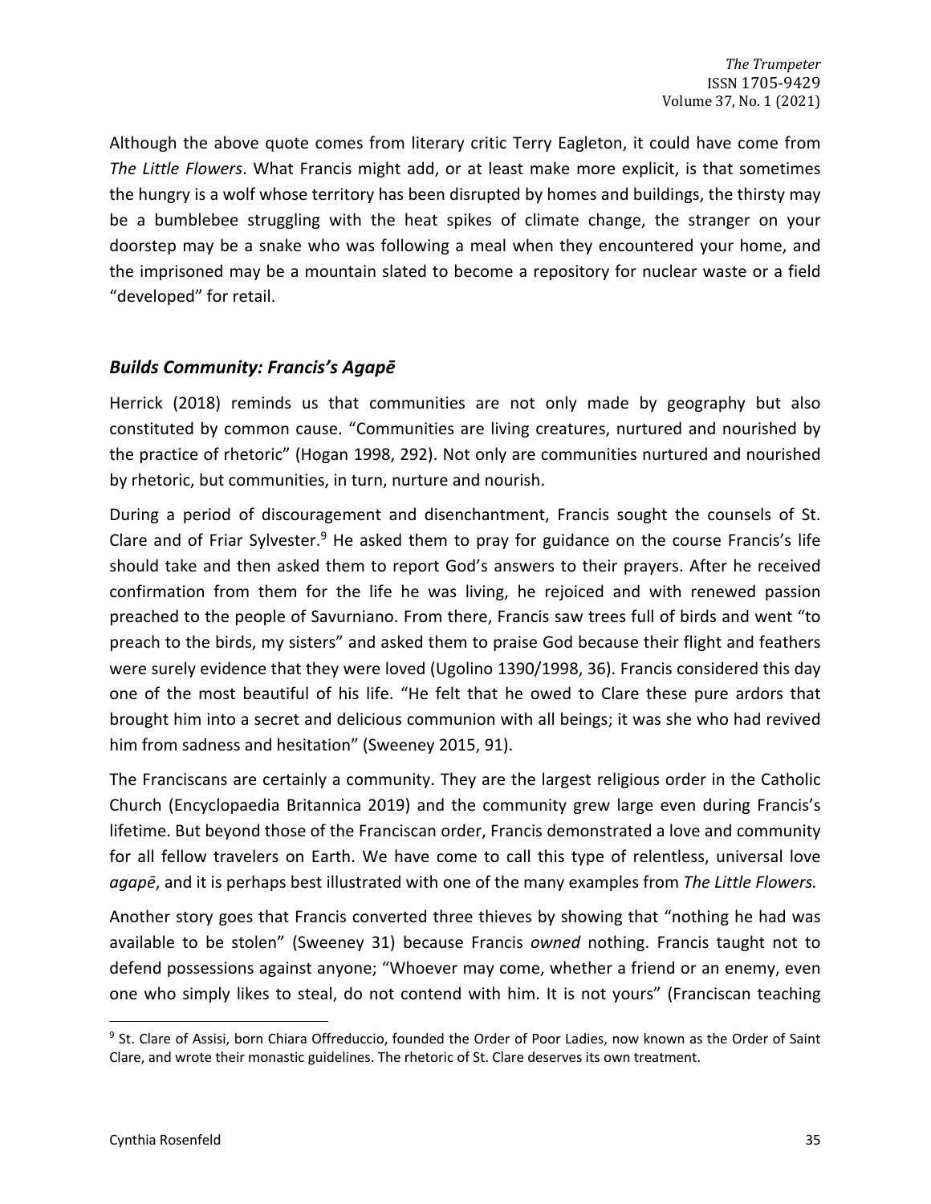Although the above quote comes from literary critic Terry Eagleton, it could have come from *The Little Flowers*. What Francis might add, or at least make more explicit, is that sometimes the hungry is a wolf whose territory has been disrupted by homes and buildings, the thirsty may be a bumblebee struggling with the heat spikes of climate change, the stranger on your doorstep may be a snake who was following a meal when they encountered your home, and the imprisoned may be a mountain slated to become a repository for nuclear waste or a field "developed" for retail.

### *Builds Community: Francis's Agapē*

Herrick (2018) reminds us that communities are not only made by geography but also constituted by common cause. "Communities are living creatures, nurtured and nourished by the practice of rhetoric" (Hogan 1998, 292). Not only are communities nurtured and nourished by rhetoric, but communities, in turn, nurture and nourish.

During a period of discouragement and disenchantment, Francis sought the counsels of St. Clare and of Friar Sylvester.[9] He asked them to pray for guidance on the course Francis's life should take and then asked them to report God's answers to their prayers. After he received confirmation from them for the life he was living, he rejoiced and with renewed passion preached to the people of Savurniano. From there, Francis saw trees full of birds and went "to preach to the birds, my sisters" and asked them to praise God because their flight and feathers were surely evidence that they were loved (Ugolino 1390/1998, 36). Francis considered this day one of the most beautiful of his life. "He felt that he owed to Clare these pure ardors that brought him into a secret and delicious communion with all beings; it was she who had revived him from sadness and hesitation" (Sweeney 2015, 91).

The Franciscans are certainly a community. They are the largest religious order in the Catholic Church (Encyclopaedia Britannica 2019) and the community grew large even during Francis's lifetime. But beyond those of the Franciscan order, Francis demonstrated a love and community for all fellow travelers on Earth. We have come to call this type of relentless, universal love *agapē*, and it is perhaps best illustrated with one of the many examples from *The Little Flowers.*

Another story goes that Francis converted three thieves by showing that "nothing he had was available to be stolen" (Sweeney 31) because Francis *owned* nothing. Francis taught not to defend possessions against anyone; "Whoever may come, whether a friend or an enemy, even one who simply likes to steal, do not contend with him. It is not yours" (Franciscan teaching

[9] St. Clare of Assisi, born Chiara Offreduccio, founded the Order of Poor Ladies, now known as the Order of Saint Clare, and wrote their monastic guidelines. The rhetoric of St. Clare deserves its own treatment.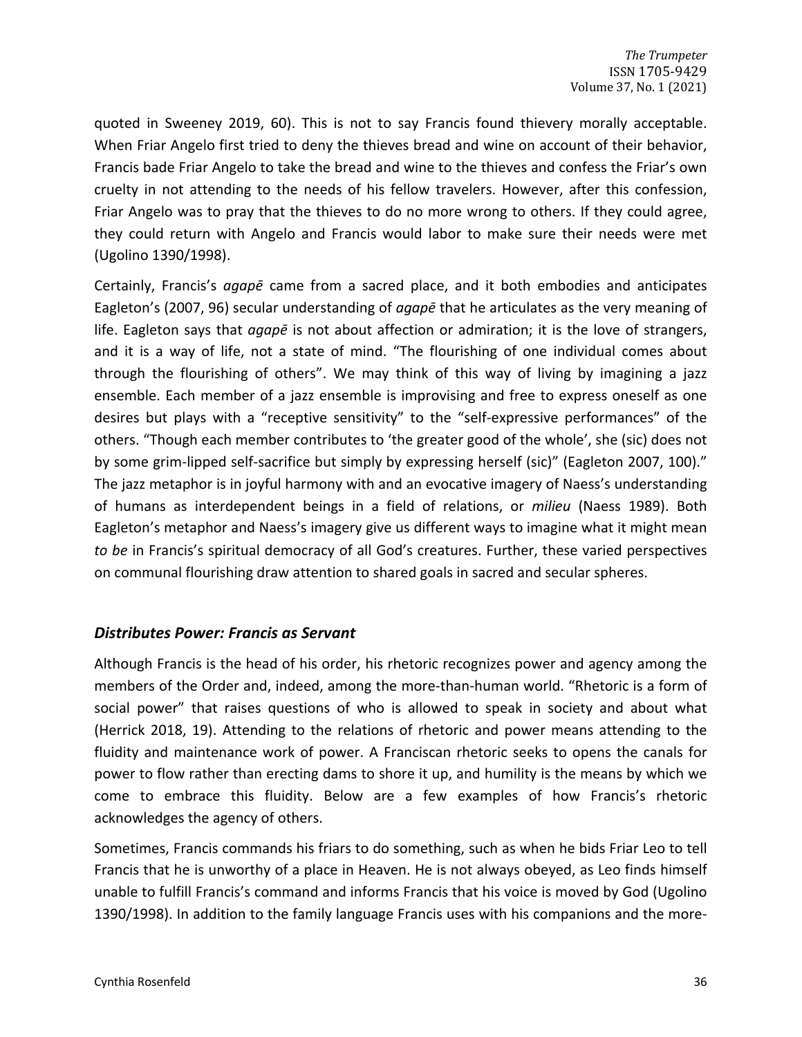quoted in Sweeney 2019, 60). This is not to say Francis found thievery morally acceptable. When Friar Angelo first tried to deny the thieves bread and wine on account of their behavior, Francis bade Friar Angelo to take the bread and wine to the thieves and confess the Friar's own cruelty in not attending to the needs of his fellow travelers. However, after this confession, Friar Angelo was to pray that the thieves to do no more wrong to others. If they could agree, they could return with Angelo and Francis would labor to make sure their needs were met (Ugolino 1390/1998).

Certainly, Francis's *agapē* came from a sacred place, and it both embodies and anticipates Eagleton's (2007, 96) secular understanding of *agapē* that he articulates as the very meaning of life. Eagleton says that *agapē* is not about affection or admiration; it is the love of strangers, and it is a way of life, not a state of mind. "The flourishing of one individual comes about through the flourishing of others". We may think of this way of living by imagining a jazz ensemble. Each member of a jazz ensemble is improvising and free to express oneself as one desires but plays with a "receptive sensitivity" to the "self-expressive performances" of the others. "Though each member contributes to 'the greater good of the whole', she (sic) does not by some grim-lipped self-sacrifice but simply by expressing herself (sic)" (Eagleton 2007, 100)." The jazz metaphor is in joyful harmony with and an evocative imagery of Naess's understanding of humans as interdependent beings in a field of relations, or *milieu* (Naess 1989). Both Eagleton's metaphor and Naess's imagery give us different ways to imagine what it might mean *to be* in Francis's spiritual democracy of all God's creatures. Further, these varied perspectives on communal flourishing draw attention to shared goals in sacred and secular spheres.

### ***Distributes Power: Francis as Servant***

Although Francis is the head of his order, his rhetoric recognizes power and agency among the members of the Order and, indeed, among the more-than-human world. "Rhetoric is a form of social power" that raises questions of who is allowed to speak in society and about what (Herrick 2018, 19). Attending to the relations of rhetoric and power means attending to the fluidity and maintenance work of power. A Franciscan rhetoric seeks to opens the canals for power to flow rather than erecting dams to shore it up, and humility is the means by which we come to embrace this fluidity. Below are a few examples of how Francis's rhetoric acknowledges the agency of others.

Sometimes, Francis commands his friars to do something, such as when he bids Friar Leo to tell Francis that he is unworthy of a place in Heaven. He is not always obeyed, as Leo finds himself unable to fulfill Francis's command and informs Francis that his voice is moved by God (Ugolino 1390/1998). In addition to the family language Francis uses with his companions and the more-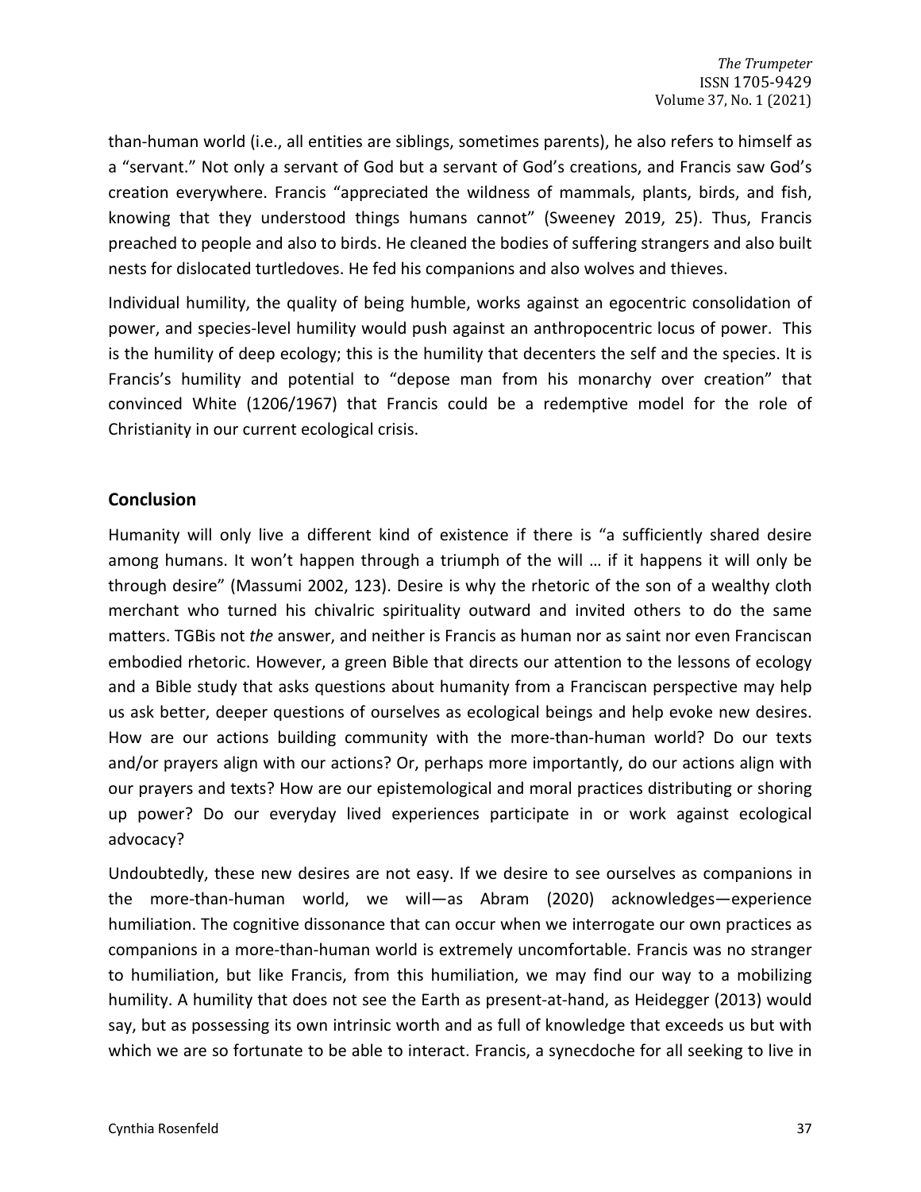than-human world (i.e., all entities are siblings, sometimes parents), he also refers to himself as a "servant." Not only a servant of God but a servant of God's creations, and Francis saw God's creation everywhere. Francis "appreciated the wildness of mammals, plants, birds, and fish, knowing that they understood things humans cannot" (Sweeney 2019, 25). Thus, Francis preached to people and also to birds. He cleaned the bodies of suffering strangers and also built nests for dislocated turtledoves. He fed his companions and also wolves and thieves.

Individual humility, the quality of being humble, works against an egocentric consolidation of power, and species-level humility would push against an anthropocentric locus of power. This is the humility of deep ecology; this is the humility that decenters the self and the species. It is Francis's humility and potential to "depose man from his monarchy over creation" that convinced White (1206/1967) that Francis could be a redemptive model for the role of Christianity in our current ecological crisis.

## Conclusion

Humanity will only live a different kind of existence if there is "a sufficiently shared desire among humans. It won't happen through a triumph of the will … if it happens it will only be through desire" (Massumi 2002, 123). Desire is why the rhetoric of the son of a wealthy cloth merchant who turned his chivalric spirituality outward and invited others to do the same matters. TGBis not *the* answer, and neither is Francis as human nor as saint nor even Franciscan embodied rhetoric. However, a green Bible that directs our attention to the lessons of ecology and a Bible study that asks questions about humanity from a Franciscan perspective may help us ask better, deeper questions of ourselves as ecological beings and help evoke new desires. How are our actions building community with the more-than-human world? Do our texts and/or prayers align with our actions? Or, perhaps more importantly, do our actions align with our prayers and texts? How are our epistemological and moral practices distributing or shoring up power? Do our everyday lived experiences participate in or work against ecological advocacy?

Undoubtedly, these new desires are not easy. If we desire to see ourselves as companions in the more-than-human world, we will—as Abram (2020) acknowledges—experience humiliation. The cognitive dissonance that can occur when we interrogate our own practices as companions in a more-than-human world is extremely uncomfortable. Francis was no stranger to humiliation, but like Francis, from this humiliation, we may find our way to a mobilizing humility. A humility that does not see the Earth as present-at-hand, as Heidegger (2013) would say, but as possessing its own intrinsic worth and as full of knowledge that exceeds us but with which we are so fortunate to be able to interact. Francis, a synecdoche for all seeking to live in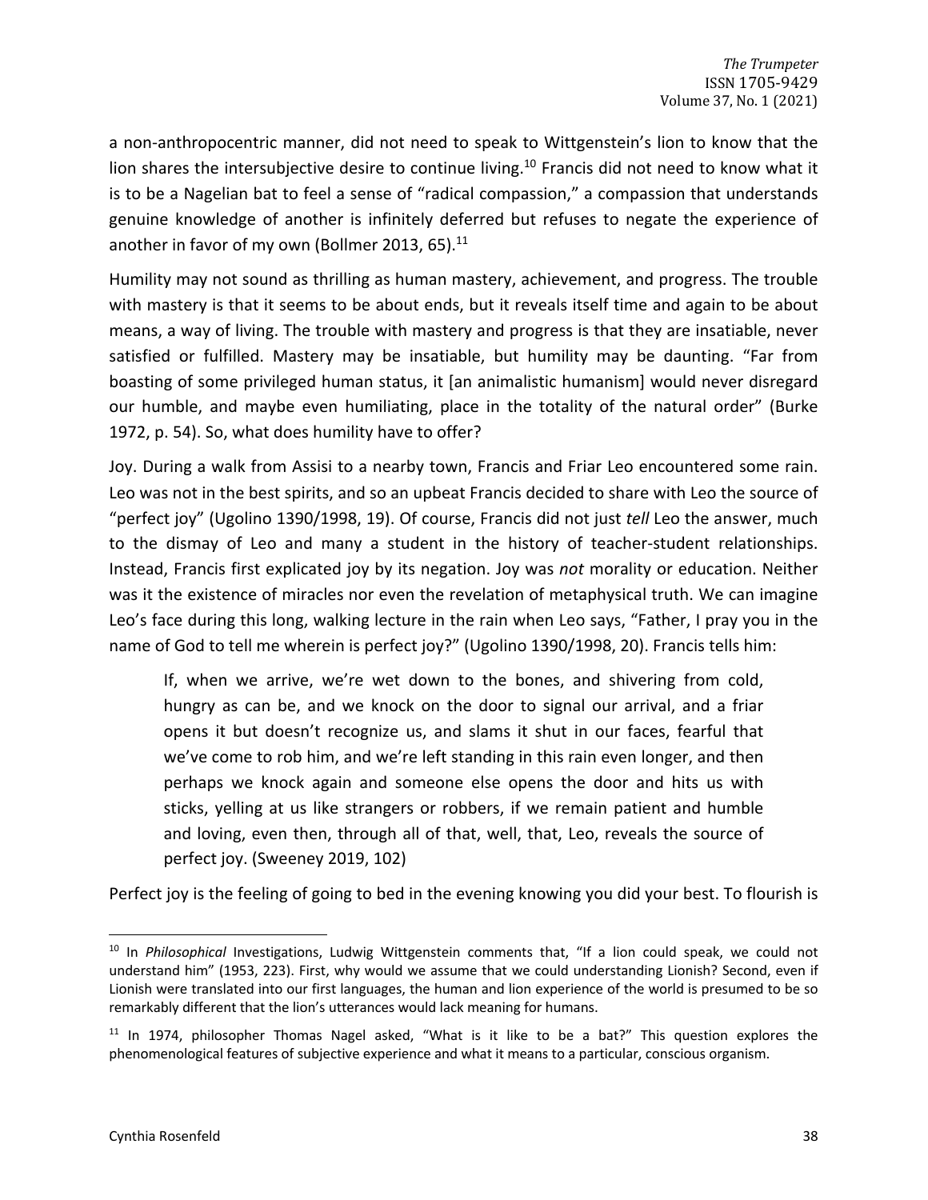a non-anthropocentric manner, did not need to speak to Wittgenstein's lion to know that the lion shares the intersubjective desire to continue living.[10] Francis did not need to know what it is to be a Nagelian bat to feel a sense of "radical compassion," a compassion that understands genuine knowledge of another is infinitely deferred but refuses to negate the experience of another in favor of my own (Bollmer 2013, 65).[11]

Humility may not sound as thrilling as human mastery, achievement, and progress. The trouble with mastery is that it seems to be about ends, but it reveals itself time and again to be about means, a way of living. The trouble with mastery and progress is that they are insatiable, never satisfied or fulfilled. Mastery may be insatiable, but humility may be daunting. "Far from boasting of some privileged human status, it [an animalistic humanism] would never disregard our humble, and maybe even humiliating, place in the totality of the natural order" (Burke 1972, p. 54). So, what does humility have to offer?

Joy. During a walk from Assisi to a nearby town, Francis and Friar Leo encountered some rain. Leo was not in the best spirits, and so an upbeat Francis decided to share with Leo the source of "perfect joy" (Ugolino 1390/1998, 19). Of course, Francis did not just *tell* Leo the answer, much to the dismay of Leo and many a student in the history of teacher-student relationships. Instead, Francis first explicated joy by its negation. Joy was *not* morality or education. Neither was it the existence of miracles nor even the revelation of metaphysical truth. We can imagine Leo's face during this long, walking lecture in the rain when Leo says, "Father, I pray you in the name of God to tell me wherein is perfect joy?" (Ugolino 1390/1998, 20). Francis tells him:

> If, when we arrive, we're wet down to the bones, and shivering from cold, hungry as can be, and we knock on the door to signal our arrival, and a friar opens it but doesn't recognize us, and slams it shut in our faces, fearful that we've come to rob him, and we're left standing in this rain even longer, and then perhaps we knock again and someone else opens the door and hits us with sticks, yelling at us like strangers or robbers, if we remain patient and humble and loving, even then, through all of that, well, that, Leo, reveals the source of perfect joy. (Sweeney 2019, 102)

Perfect joy is the feeling of going to bed in the evening knowing you did your best. To flourish is

---

[10] In *Philosophical* Investigations, Ludwig Wittgenstein comments that, "If a lion could speak, we could not understand him" (1953, 223). First, why would we assume that we could understanding Lionish? Second, even if Lionish were translated into our first languages, the human and lion experience of the world is presumed to be so remarkably different that the lion's utterances would lack meaning for humans.

[11] In 1974, philosopher Thomas Nagel asked, "What is it like to be a bat?" This question explores the phenomenological features of subjective experience and what it means to a particular, conscious organism.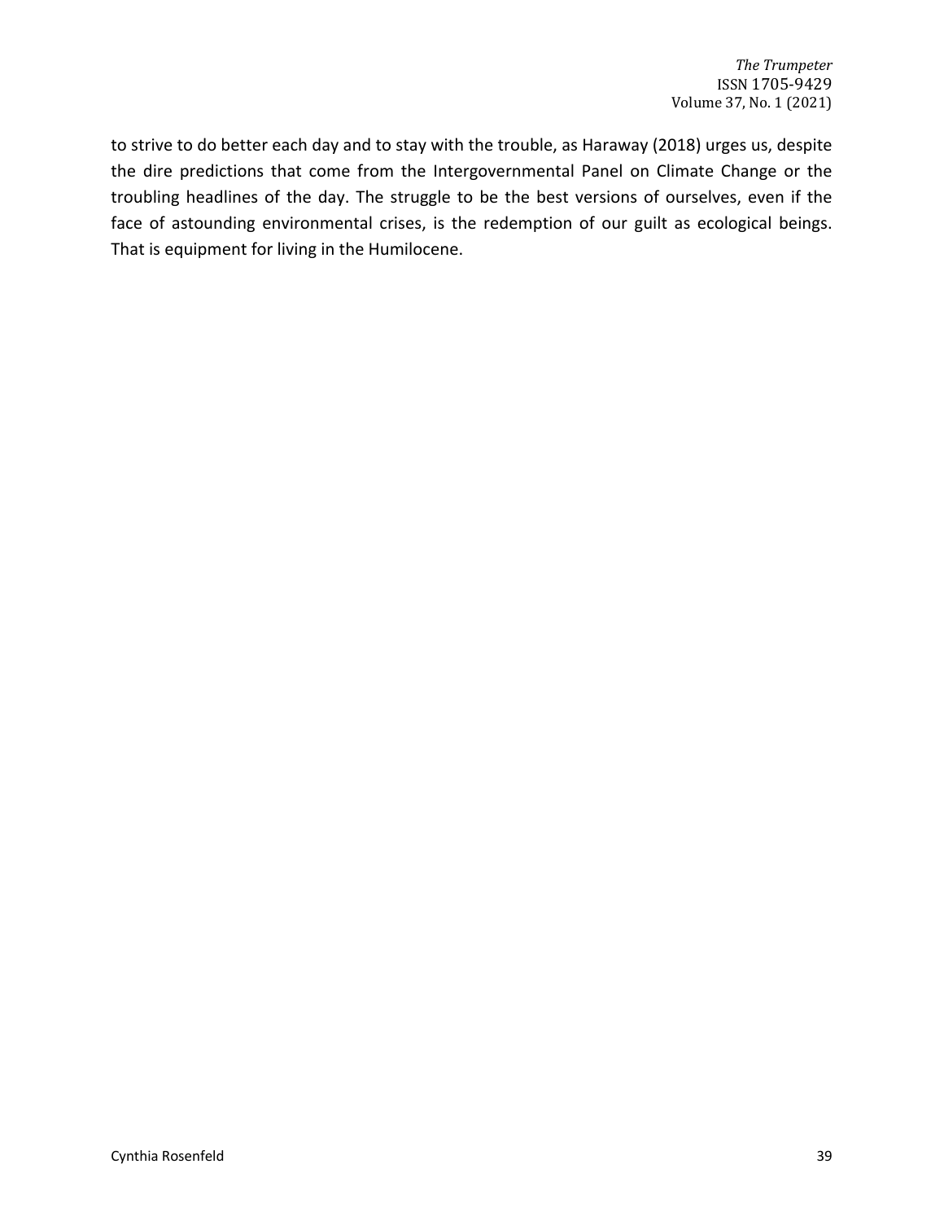to strive to do better each day and to stay with the trouble, as Haraway (2018) urges us, despite the dire predictions that come from the Intergovernmental Panel on Climate Change or the troubling headlines of the day. The struggle to be the best versions of ourselves, even if the face of astounding environmental crises, is the redemption of our guilt as ecological beings. That is equipment for living in the Humilocene.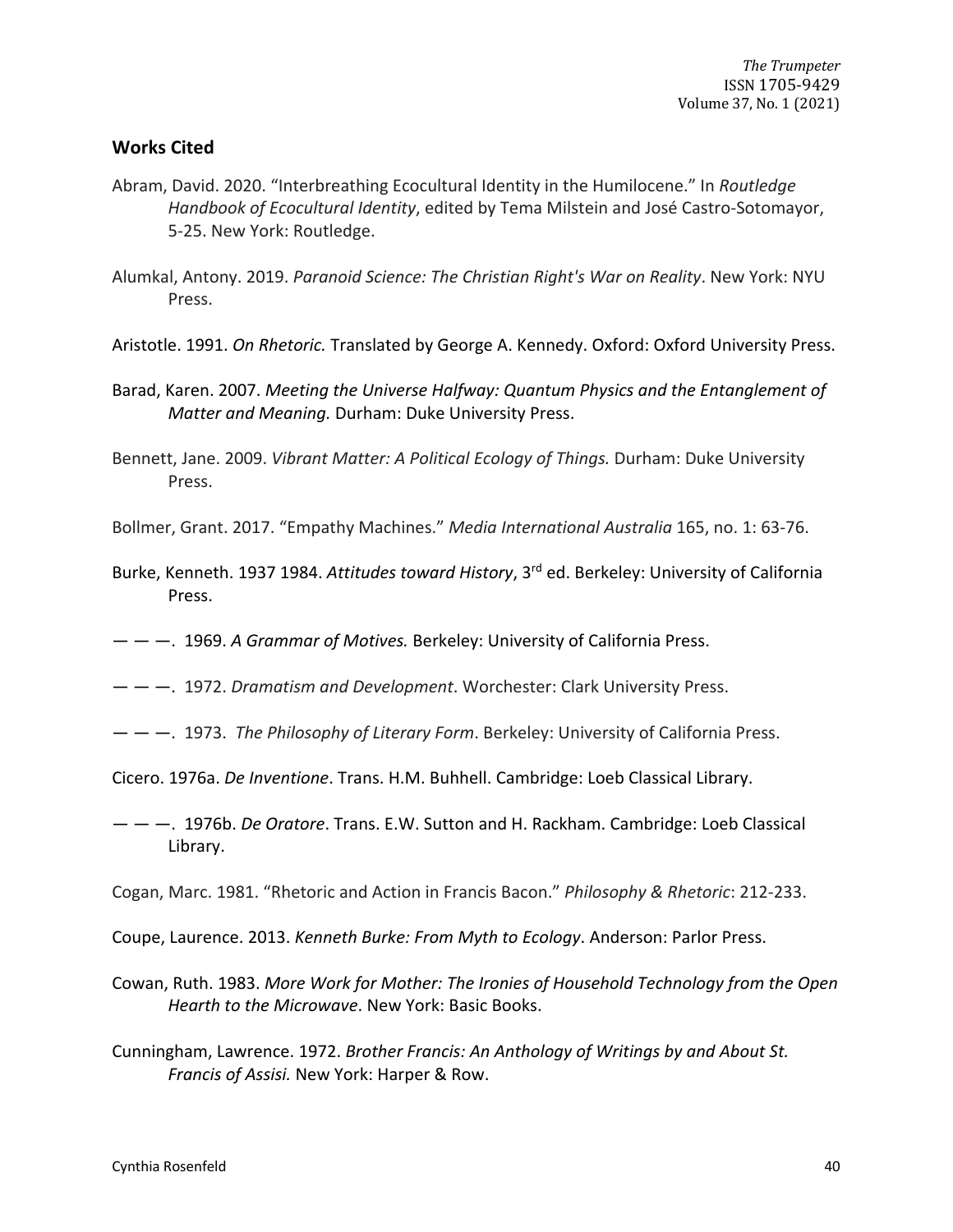## Works Cited

Abram, David. 2020. “Interbreathing Ecocultural Identity in the Humilocene.” In *Routledge Handbook of Ecocultural Identity*, edited by Tema Milstein and José Castro-Sotomayor, 5-25. New York: Routledge.

Alumkal, Antony. 2019. *Paranoid Science: The Christian Right's War on Reality*. New York: NYU Press.

Aristotle. 1991. *On Rhetoric.* Translated by George A. Kennedy. Oxford: Oxford University Press.

Barad, Karen. 2007. *Meeting the Universe Halfway: Quantum Physics and the Entanglement of Matter and Meaning.* Durham: Duke University Press.

Bennett, Jane. 2009. *Vibrant Matter: A Political Ecology of Things.* Durham: Duke University Press.

Bollmer, Grant. 2017. “Empathy Machines.” *Media International Australia* 165, no. 1: 63-76.

Burke, Kenneth. 1937 1984. *Attitudes toward History*, 3rd ed. Berkeley: University of California Press.

— — —. 1969. *A Grammar of Motives.* Berkeley: University of California Press.

— — —. 1972. *Dramatism and Development*. Worchester: Clark University Press.

— — —. 1973. *The Philosophy of Literary Form*. Berkeley: University of California Press.

Cicero. 1976a. *De Inventione*. Trans. H.M. Buhhell. Cambridge: Loeb Classical Library.

— — —. 1976b. *De Oratore*. Trans. E.W. Sutton and H. Rackham. Cambridge: Loeb Classical Library.

Cogan, Marc. 1981. “Rhetoric and Action in Francis Bacon.” *Philosophy & Rhetoric*: 212-233.

Coupe, Laurence. 2013. *Kenneth Burke: From Myth to Ecology*. Anderson: Parlor Press.

Cowan, Ruth. 1983. *More Work for Mother: The Ironies of Household Technology from the Open Hearth to the Microwave*. New York: Basic Books.

Cunningham, Lawrence. 1972. *Brother Francis: An Anthology of Writings by and About St. Francis of Assisi.* New York: Harper & Row.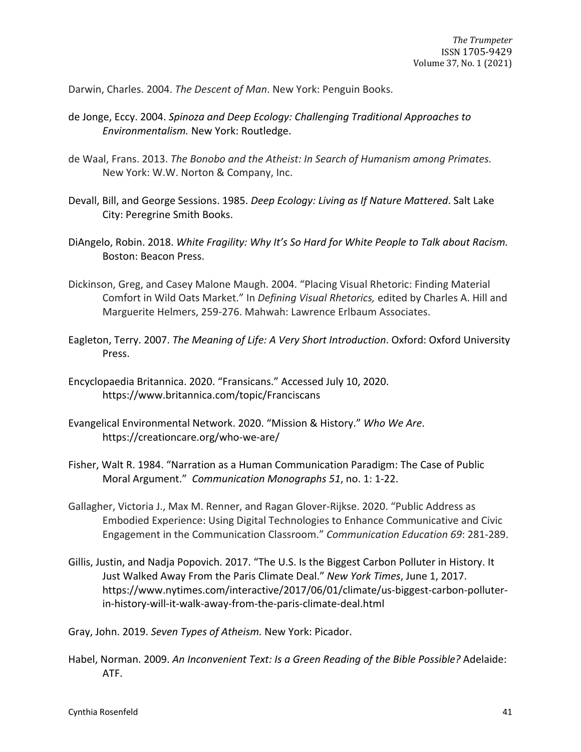Darwin, Charles. 2004. *The Descent of Man*. New York: Penguin Books.

de Jonge, Eccy. 2004. *Spinoza and Deep Ecology: Challenging Traditional Approaches to Environmentalism.* New York: Routledge.

de Waal, Frans. 2013. *The Bonobo and the Atheist: In Search of Humanism among Primates.* New York: W.W. Norton & Company, Inc.

Devall, Bill, and George Sessions. 1985. *Deep Ecology: Living as If Nature Mattered*. Salt Lake City: Peregrine Smith Books.

DiAngelo, Robin. 2018. *White Fragility: Why It's So Hard for White People to Talk about Racism.* Boston: Beacon Press.

Dickinson, Greg, and Casey Malone Maugh. 2004. "Placing Visual Rhetoric: Finding Material Comfort in Wild Oats Market." In *Defining Visual Rhetorics,* edited by Charles A. Hill and Marguerite Helmers, 259-276. Mahwah: Lawrence Erlbaum Associates.

Eagleton, Terry. 2007. *The Meaning of Life: A Very Short Introduction*. Oxford: Oxford University Press.

Encyclopaedia Britannica. 2020. "Fransicans." Accessed July 10, 2020. https://www.britannica.com/topic/Franciscans

Evangelical Environmental Network. 2020. "Mission & History." *Who We Are*. https://creationcare.org/who-we-are/

Fisher, Walt R. 1984. "Narration as a Human Communication Paradigm: The Case of Public Moral Argument." *Communication Monographs 51*, no. 1: 1-22.

Gallagher, Victoria J., Max M. Renner, and Ragan Glover-Rijkse. 2020. "Public Address as Embodied Experience: Using Digital Technologies to Enhance Communicative and Civic Engagement in the Communication Classroom." *Communication Education 69*: 281-289.

Gillis, Justin, and Nadja Popovich. 2017. "The U.S. Is the Biggest Carbon Polluter in History. It Just Walked Away From the Paris Climate Deal." *New York Times*, June 1, 2017. https://www.nytimes.com/interactive/2017/06/01/climate/us-biggest-carbon-polluter-in-history-will-it-walk-away-from-the-paris-climate-deal.html

Gray, John. 2019. *Seven Types of Atheism.* New York: Picador.

Habel, Norman. 2009. *An Inconvenient Text: Is a Green Reading of the Bible Possible?* Adelaide: ATF.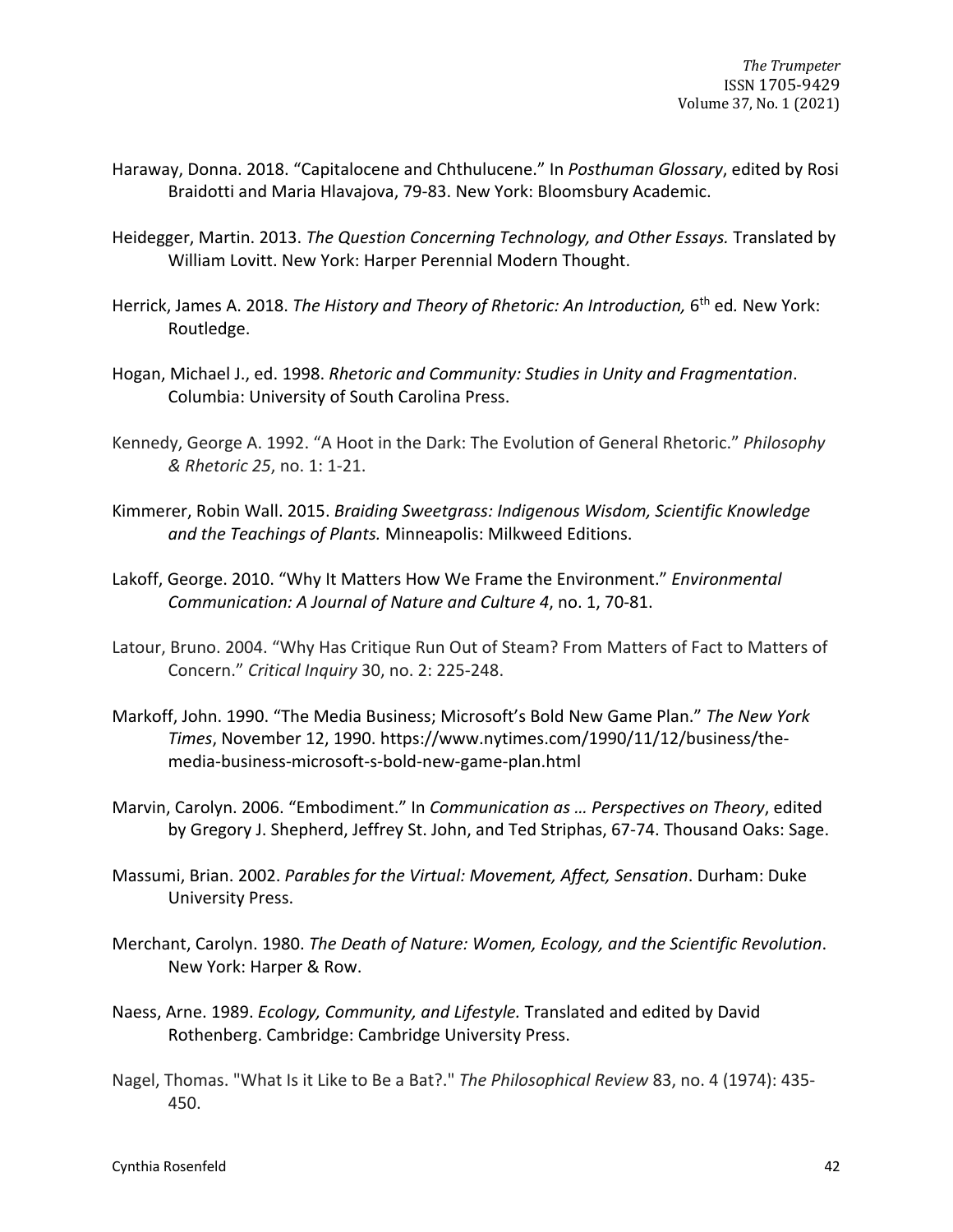Haraway, Donna. 2018. "Capitalocene and Chthulucene." In *Posthuman Glossary*, edited by Rosi Braidotti and Maria Hlavajova, 79-83. New York: Bloomsbury Academic.

Heidegger, Martin. 2013. *The Question Concerning Technology, and Other Essays.* Translated by William Lovitt. New York: Harper Perennial Modern Thought.

Herrick, James A. 2018. *The History and Theory of Rhetoric: An Introduction,* 6th ed*.* New York: Routledge.

Hogan, Michael J., ed. 1998. *Rhetoric and Community: Studies in Unity and Fragmentation*. Columbia: University of South Carolina Press.

Kennedy, George A. 1992. "A Hoot in the Dark: The Evolution of General Rhetoric." *Philosophy & Rhetoric 25*, no. 1: 1-21.

Kimmerer, Robin Wall. 2015. *Braiding Sweetgrass: Indigenous Wisdom, Scientific Knowledge and the Teachings of Plants.* Minneapolis: Milkweed Editions.

Lakoff, George. 2010. "Why It Matters How We Frame the Environment." *Environmental Communication: A Journal of Nature and Culture 4*, no. 1, 70-81.

Latour, Bruno. 2004. "Why Has Critique Run Out of Steam? From Matters of Fact to Matters of Concern." *Critical Inquiry* 30, no. 2: 225-248.

Markoff, John. 1990. "The Media Business; Microsoft's Bold New Game Plan." *The New York Times*, November 12, 1990. https://www.nytimes.com/1990/11/12/business/the-media-business-microsoft-s-bold-new-game-plan.html

Marvin, Carolyn. 2006. "Embodiment." In *Communication as … Perspectives on Theory*, edited by Gregory J. Shepherd, Jeffrey St. John, and Ted Striphas, 67-74. Thousand Oaks: Sage.

Massumi, Brian. 2002. *Parables for the Virtual: Movement, Affect, Sensation*. Durham: Duke University Press.

Merchant, Carolyn. 1980. *The Death of Nature: Women, Ecology, and the Scientific Revolution*. New York: Harper & Row.

Naess, Arne. 1989. *Ecology, Community, and Lifestyle.* Translated and edited by David Rothenberg. Cambridge: Cambridge University Press.

Nagel, Thomas. "What Is it Like to Be a Bat?." *The Philosophical Review* 83, no. 4 (1974): 435-450.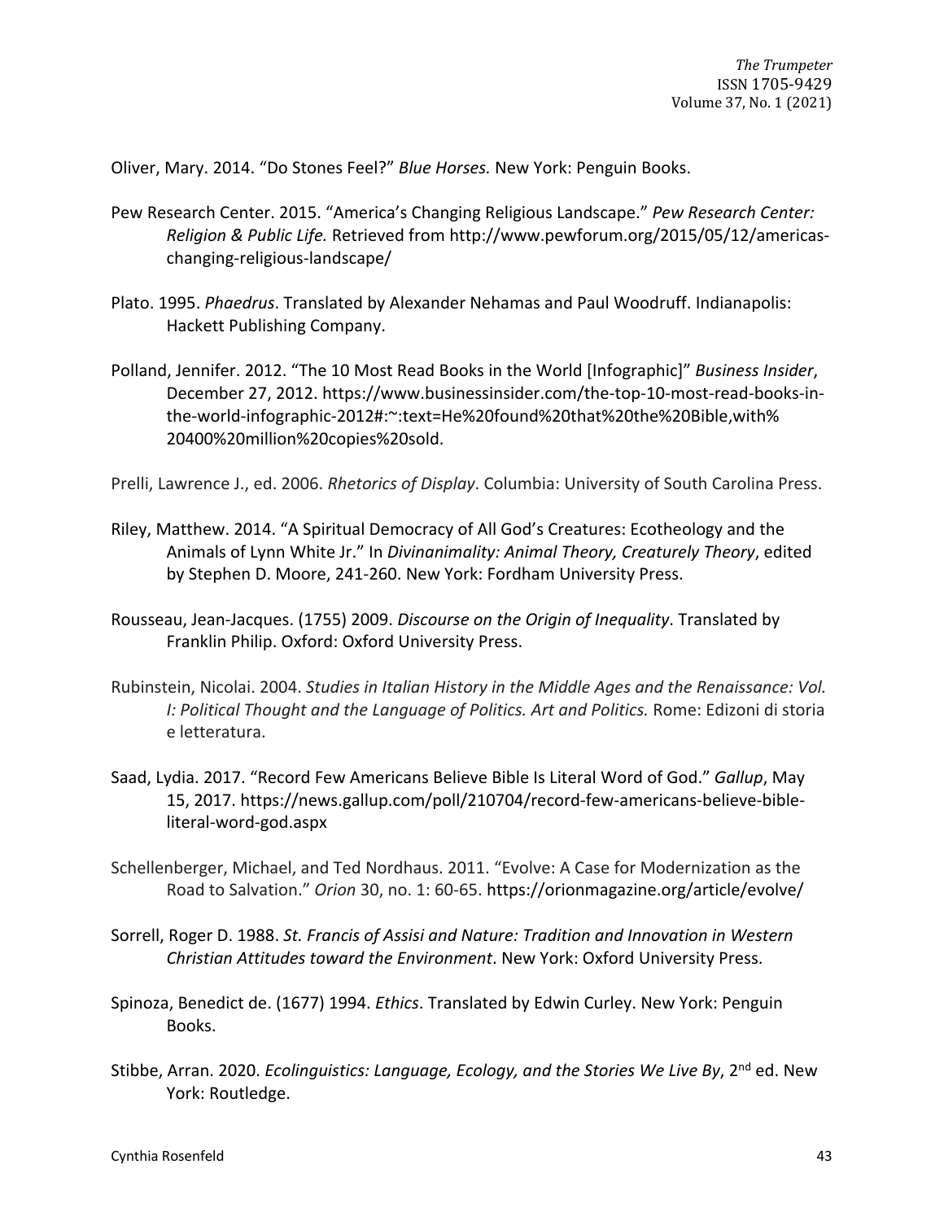Oliver, Mary. 2014. "Do Stones Feel?" *Blue Horses.* New York: Penguin Books.

Pew Research Center. 2015. "America's Changing Religious Landscape." *Pew Research Center: Religion & Public Life.* Retrieved from http://www.pewforum.org/2015/05/12/americas-changing-religious-landscape/

Plato. 1995. *Phaedrus*. Translated by Alexander Nehamas and Paul Woodruff. Indianapolis: Hackett Publishing Company.

Polland, Jennifer. 2012. "The 10 Most Read Books in the World [Infographic]" *Business Insider*, December 27, 2012. https://www.businessinsider.com/the-top-10-most-read-books-in-the-world-infographic-2012#:~:text=He%20found%20that%20the%20Bible,with%20400%20million%20copies%20sold.

Prelli, Lawrence J., ed. 2006. *Rhetorics of Display*. Columbia: University of South Carolina Press.

Riley, Matthew. 2014. "A Spiritual Democracy of All God's Creatures: Ecotheology and the Animals of Lynn White Jr." In *Divinanimality: Animal Theory, Creaturely Theory*, edited by Stephen D. Moore, 241-260. New York: Fordham University Press.

Rousseau, Jean-Jacques. (1755) 2009. *Discourse on the Origin of Inequality*. Translated by Franklin Philip. Oxford: Oxford University Press.

Rubinstein, Nicolai. 2004. *Studies in Italian History in the Middle Ages and the Renaissance: Vol. I: Political Thought and the Language of Politics. Art and Politics.* Rome: Edizoni di storia e letteratura.

Saad, Lydia. 2017. "Record Few Americans Believe Bible Is Literal Word of God." *Gallup*, May 15, 2017. https://news.gallup.com/poll/210704/record-few-americans-believe-bible-literal-word-god.aspx

Schellenberger, Michael, and Ted Nordhaus. 2011. "Evolve: A Case for Modernization as the Road to Salvation." *Orion* 30, no. 1: 60-65. https://orionmagazine.org/article/evolve/

Sorrell, Roger D. 1988. *St. Francis of Assisi and Nature: Tradition and Innovation in Western Christian Attitudes toward the Environment*. New York: Oxford University Press.

Spinoza, Benedict de. (1677) 1994. *Ethics*. Translated by Edwin Curley. New York: Penguin Books.

Stibbe, Arran. 2020. *Ecolinguistics: Language, Ecology, and the Stories We Live By*, 2nd ed. New York: Routledge.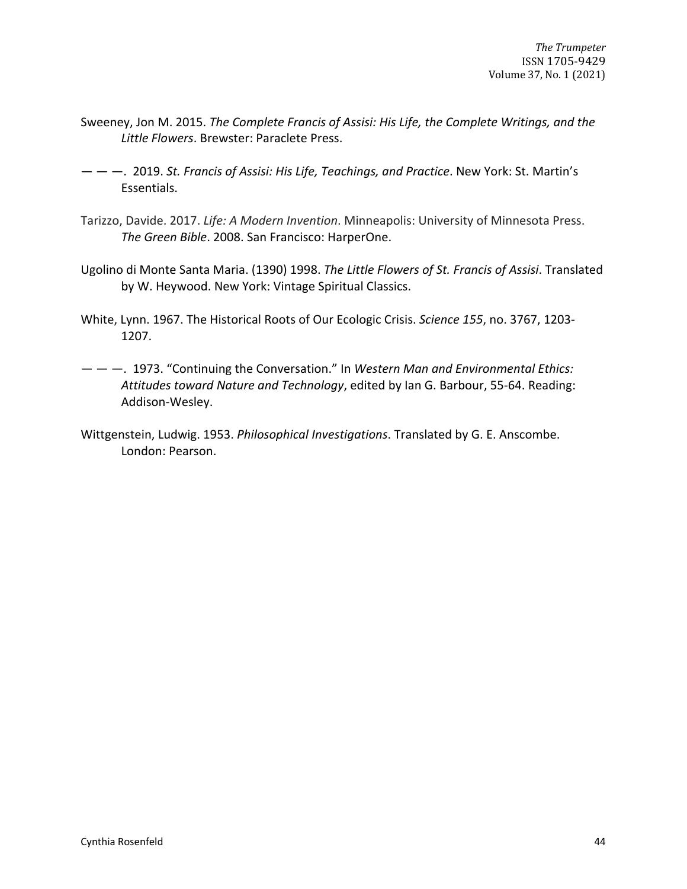Sweeney, Jon M. 2015. *The Complete Francis of Assisi: His Life, the Complete Writings, and the Little Flowers*. Brewster: Paraclete Press.

— — —. 2019. *St. Francis of Assisi: His Life, Teachings, and Practice*. New York: St. Martin's Essentials.

Tarizzo, Davide. 2017. *Life: A Modern Invention*. Minneapolis: University of Minnesota Press. *The Green Bible*. 2008. San Francisco: HarperOne.

Ugolino di Monte Santa Maria. (1390) 1998. *The Little Flowers of St. Francis of Assisi*. Translated by W. Heywood. New York: Vintage Spiritual Classics.

White, Lynn. 1967. The Historical Roots of Our Ecologic Crisis. *Science 155*, no. 3767, 1203-1207.

— — —. 1973. "Continuing the Conversation." In *Western Man and Environmental Ethics: Attitudes toward Nature and Technology*, edited by Ian G. Barbour, 55-64. Reading: Addison-Wesley.

Wittgenstein, Ludwig. 1953. *Philosophical Investigations*. Translated by G. E. Anscombe. London: Pearson.